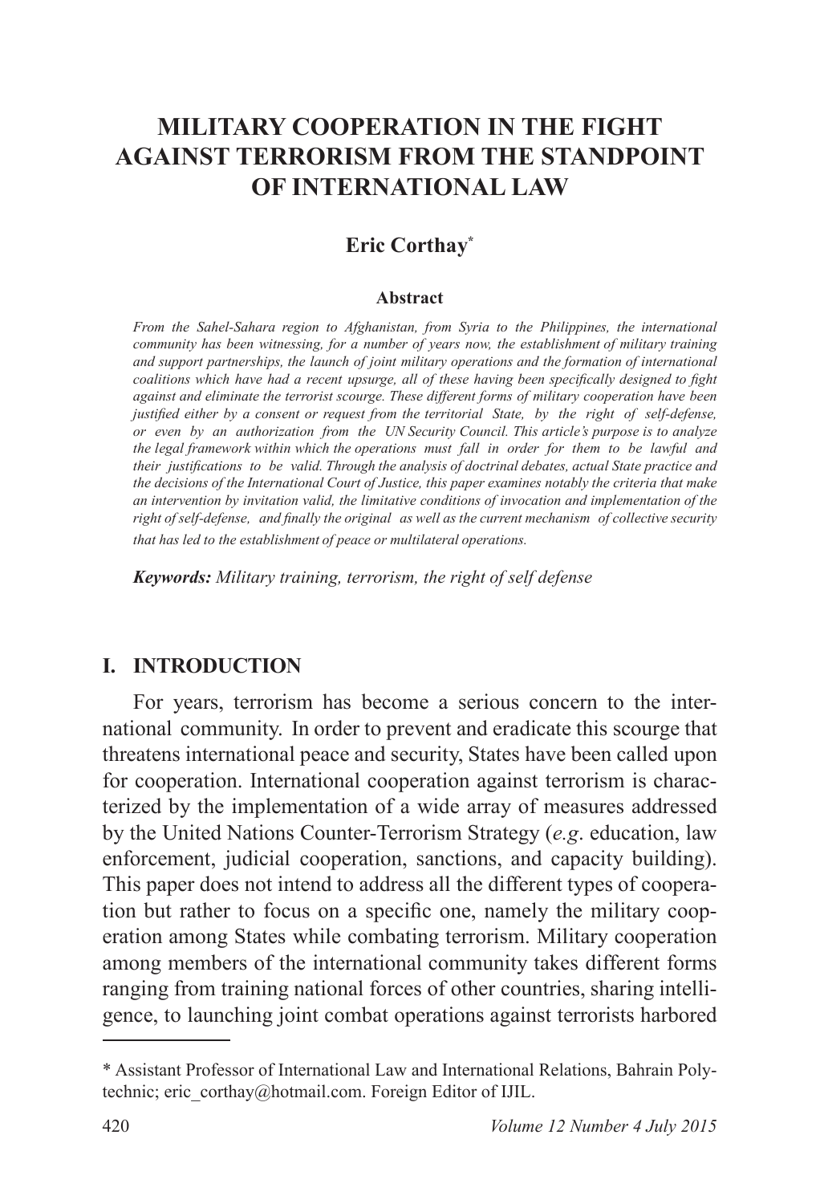# MILITARY COOPERATION IN THE FIGHT AGAINST TERRORISM FROM THE STANDPOINT OF INTERNATIONAL LAW

**Eric Corthay***

**Abstract**

*From the Sahel-Sahara region to Afghanistan, from Syria to the Philippines, the international community has been witnessing, for a number of years now, the establishment of military training and support partnerships, the launch of joint military operations and the formation of international coalitions which have had a recent upsurge, all of these having been specifically designed to fight against and eliminate the terrorist scourge. These different forms of military cooperation have been justified either by a consent or request from the territorial State, by the right of self-defense, or even by an authorization from the UN Security Council. This article's purpose is to analyze the legal framework within which the operations must fall in order for them to be lawful and their justifications to be valid. Through the analysis of doctrinal debates, actual State practice and the decisions of the International Court of Justice, this paper examines notably the criteria that make an intervention by invitation valid, the limitative conditions of invocation and implementation of the right of self-defense, and finally the original as well as the current mechanism of collective security that has led to the establishment of peace or multilateral operations.*

***Keywords:*** *Military training, terrorism, the right of self defense*

## I. INTRODUCTION

For years, terrorism has become a serious concern to the international community. In order to prevent and eradicate this scourge that threatens international peace and security, States have been called upon for cooperation. International cooperation against terrorism is characterized by the implementation of a wide array of measures addressed by the United Nations Counter-Terrorism Strategy (*e.g*. education, law enforcement, judicial cooperation, sanctions, and capacity building). This paper does not intend to address all the different types of cooperation but rather to focus on a specific one, namely the military cooperation among States while combating terrorism. Military cooperation among members of the international community takes different forms ranging from training national forces of other countries, sharing intelligence, to launching joint combat operations against terrorists harbored

---

\* Assistant Professor of International Law and International Relations, Bahrain Polytechnic; eric_corthay@hotmail.com. Foreign Editor of IJIL.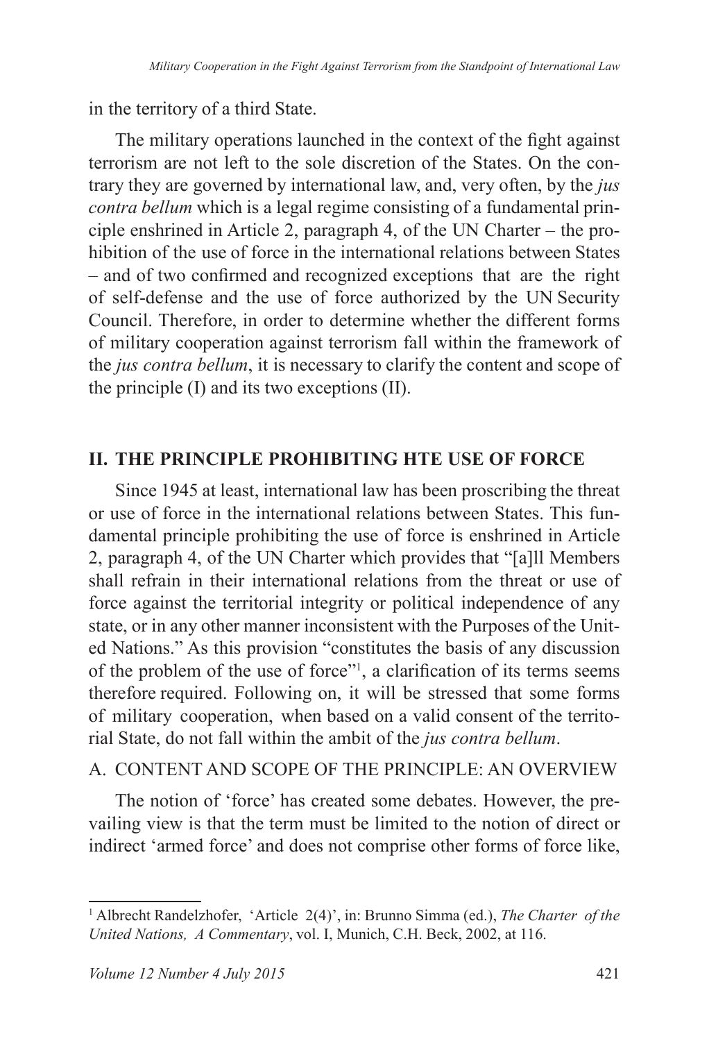in the territory of a third State.

The military operations launched in the context of the fight against terrorism are not left to the sole discretion of the States. On the contrary they are governed by international law, and, very often, by the *jus contra bellum* which is a legal regime consisting of a fundamental principle enshrined in Article 2, paragraph 4, of the UN Charter – the prohibition of the use of force in the international relations between States – and of two confirmed and recognized exceptions that are the right of self-defense and the use of force authorized by the UN Security Council. Therefore, in order to determine whether the different forms of military cooperation against terrorism fall within the framework of the *jus contra bellum*, it is necessary to clarify the content and scope of the principle (I) and its two exceptions (II).

## II. THE PRINCIPLE PROHIBITING HTE USE OF FORCE

Since 1945 at least, international law has been proscribing the threat or use of force in the international relations between States. This fundamental principle prohibiting the use of force is enshrined in Article 2, paragraph 4, of the UN Charter which provides that "[a]ll Members shall refrain in their international relations from the threat or use of force against the territorial integrity or political independence of any state, or in any other manner inconsistent with the Purposes of the United Nations." As this provision "constitutes the basis of any discussion of the problem of the use of force"[1], a clarification of its terms seems therefore required. Following on, it will be stressed that some forms of military cooperation, when based on a valid consent of the territorial State, do not fall within the ambit of the *jus contra bellum*.

### A. CONTENT AND SCOPE OF THE PRINCIPLE: AN OVERVIEW

The notion of 'force' has created some debates. However, the prevailing view is that the term must be limited to the notion of direct or indirect 'armed force' and does not comprise other forms of force like,

[1] Albrecht Randelzhofer, 'Article 2(4)', in: Brunno Simma (ed.), *The Charter of the United Nations, A Commentary*, vol. I, Munich, C.H. Beck, 2002, at 116.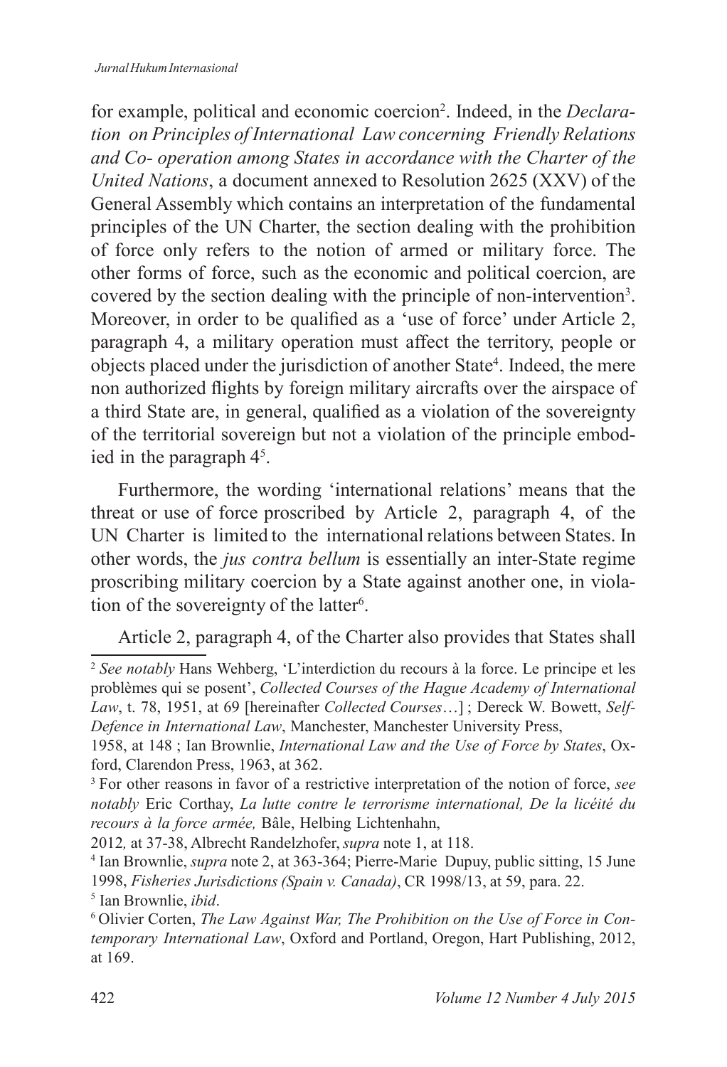for example, political and economic coercion[2]. Indeed, in the *Declaration on Principles of International Law concerning Friendly Relations and Co- operation among States in accordance with the Charter of the United Nations*, a document annexed to Resolution 2625 (XXV) of the General Assembly which contains an interpretation of the fundamental principles of the UN Charter, the section dealing with the prohibition of force only refers to the notion of armed or military force. The other forms of force, such as the economic and political coercion, are covered by the section dealing with the principle of non-intervention[3]. Moreover, in order to be qualified as a 'use of force' under Article 2, paragraph 4, a military operation must affect the territory, people or objects placed under the jurisdiction of another State[4]. Indeed, the mere non authorized flights by foreign military aircrafts over the airspace of a third State are, in general, qualified as a violation of the sovereignty of the territorial sovereign but not a violation of the principle embodied in the paragraph 4[5].

Furthermore, the wording 'international relations' means that the threat or use of force proscribed by Article 2, paragraph 4, of the UN Charter is limited to the international relations between States. In other words, the *jus contra bellum* is essentially an inter-State regime proscribing military coercion by a State against another one, in violation of the sovereignty of the latter[6].

Article 2, paragraph 4, of the Charter also provides that States shall

---

[2] *See notably* Hans Wehberg, 'L'interdiction du recours à la force. Le principe et les problèmes qui se posent', *Collected Courses of the Hague Academy of International Law*, t. 78, 1951, at 69 [hereinafter *Collected Courses*…] ; Dereck W. Bowett, *Self-Defence in International Law*, Manchester, Manchester University Press, 1958, at 148 ; Ian Brownlie, *International Law and the Use of Force by States*, Oxford, Clarendon Press, 1963, at 362.

[3] For other reasons in favor of a restrictive interpretation of the notion of force, *see notably* Eric Corthay, *La lutte contre le terrorisme international, De la licéité du recours à la force armée,* Bâle, Helbing Lichtenhahn, 2012*,* at 37-38, Albrecht Randelzhofer, *supra* note 1, at 118.

[4] Ian Brownlie, *supra* note 2, at 363-364; Pierre-Marie Dupuy, public sitting, 15 June 1998, *Fisheries Jurisdictions (Spain v. Canada)*, CR 1998/13, at 59, para. 22.

[5] Ian Brownlie, *ibid*.

[6] Olivier Corten, *The Law Against War, The Prohibition on the Use of Force in Contemporary International Law*, Oxford and Portland, Oregon, Hart Publishing, 2012, at 169.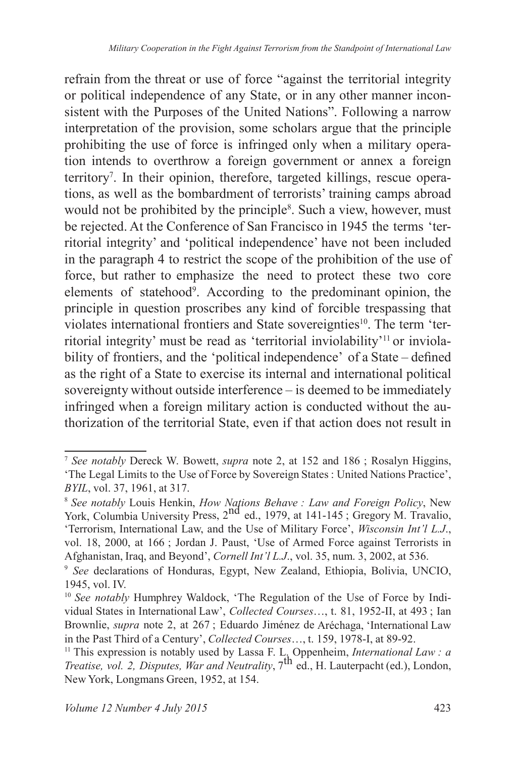refrain from the threat or use of force "against the territorial integrity or political independence of any State, or in any other manner inconsistent with the Purposes of the United Nations". Following a narrow interpretation of the provision, some scholars argue that the principle prohibiting the use of force is infringed only when a military operation intends to overthrow a foreign government or annex a foreign territory[7]. In their opinion, therefore, targeted killings, rescue operations, as well as the bombardment of terrorists' training camps abroad would not be prohibited by the principle[8]. Such a view, however, must be rejected. At the Conference of San Francisco in 1945 the terms 'territorial integrity' and 'political independence' have not been included in the paragraph 4 to restrict the scope of the prohibition of the use of force, but rather to emphasize the need to protect these two core elements of statehood[9]. According to the predominant opinion, the principle in question proscribes any kind of forcible trespassing that violates international frontiers and State sovereignties[10]. The term 'territorial integrity' must be read as 'territorial inviolability'[11] or inviolability of frontiers, and the 'political independence' of a State – defined as the right of a State to exercise its internal and international political sovereignty without outside interference – is deemed to be immediately infringed when a foreign military action is conducted without the authorization of the territorial State, even if that action does not result in

---

[7] *See notably* Dereck W. Bowett, *supra* note 2, at 152 and 186 ; Rosalyn Higgins, 'The Legal Limits to the Use of Force by Sovereign States : United Nations Practice', *BYIL*, vol. 37, 1961, at 317.

[8] *See notably* Louis Henkin, *How Nations Behave : Law and Foreign Policy*, New York, Columbia University Press, 2nd ed., 1979, at 141-145 ; Gregory M. Travalio, 'Terrorism, International Law, and the Use of Military Force', *Wisconsin Int'l L.J.*, vol. 18, 2000, at 166 ; Jordan J. Paust, 'Use of Armed Force against Terrorists in Afghanistan, Iraq, and Beyond', *Cornell Int'l L.J.*, vol. 35, num. 3, 2002, at 536.

[9] *See* declarations of Honduras, Egypt, New Zealand, Ethiopia, Bolivia, UNCIO, 1945, vol. IV.

[10] *See notably* Humphrey Waldock, 'The Regulation of the Use of Force by Individual States in International Law', *Collected Courses*…, t. 81, 1952-II, at 493 ; Ian Brownlie, *supra* note 2, at 267 ; Eduardo Jiménez de Aréchaga, 'International Law in the Past Third of a Century', *Collected Courses*…, t. 159, 1978-I, at 89-92.

[11] This expression is notably used by Lassa F. L. Oppenheim, *International Law : a Treatise, vol. 2, Disputes, War and Neutrality*, 7th ed., H. Lauterpacht (ed.), London, New York, Longmans Green, 1952, at 154.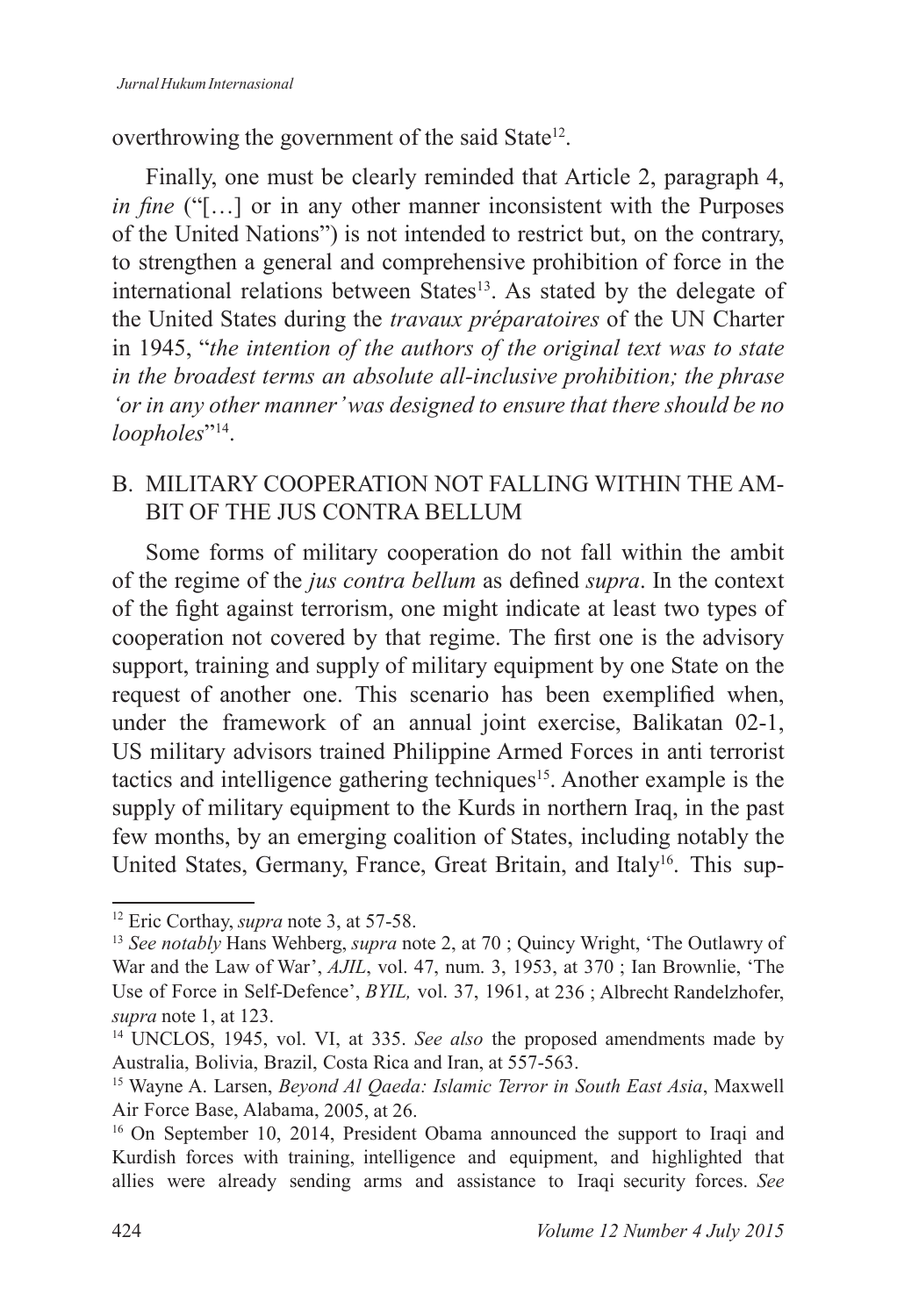overthrowing the government of the said State[12].

Finally, one must be clearly reminded that Article 2, paragraph 4, *in fine* ("[…] or in any other manner inconsistent with the Purposes of the United Nations") is not intended to restrict but, on the contrary, to strengthen a general and comprehensive prohibition of force in the international relations between States[13]. As stated by the delegate of the United States during the *travaux préparatoires* of the UN Charter in 1945, "*the intention of the authors of the original text was to state in the broadest terms an absolute all-inclusive prohibition; the phrase 'or in any other manner' was designed to ensure that there should be no loopholes*"[14].

## B. MILITARY COOPERATION NOT FALLING WITHIN THE AMBIT OF THE JUS CONTRA BELLUM

Some forms of military cooperation do not fall within the ambit of the regime of the *jus contra bellum* as defined *supra*. In the context of the fight against terrorism, one might indicate at least two types of cooperation not covered by that regime. The first one is the advisory support, training and supply of military equipment by one State on the request of another one. This scenario has been exemplified when, under the framework of an annual joint exercise, Balikatan 02-1, US military advisors trained Philippine Armed Forces in anti terrorist tactics and intelligence gathering techniques[15]. Another example is the supply of military equipment to the Kurds in northern Iraq, in the past few months, by an emerging coalition of States, including notably the United States, Germany, France, Great Britain, and Italy[16]. This sup-

---

[12] Eric Corthay, *supra* note 3, at 57-58.

[13] *See notably* Hans Wehberg, *supra* note 2, at 70 ; Quincy Wright, 'The Outlawry of War and the Law of War', *AJIL*, vol. 47, num. 3, 1953, at 370 ; Ian Brownlie, 'The Use of Force in Self-Defence', *BYIL,* vol. 37, 1961, at 236 ; Albrecht Randelzhofer, *supra* note 1, at 123.

[14] UNCLOS, 1945, vol. VI, at 335. *See also* the proposed amendments made by Australia, Bolivia, Brazil, Costa Rica and Iran, at 557-563.

[15] Wayne A. Larsen, *Beyond Al Qaeda: Islamic Terror in South East Asia*, Maxwell Air Force Base, Alabama, 2005, at 26.

[16] On September 10, 2014, President Obama announced the support to Iraqi and Kurdish forces with training, intelligence and equipment, and highlighted that allies were already sending arms and assistance to Iraqi security forces. *See*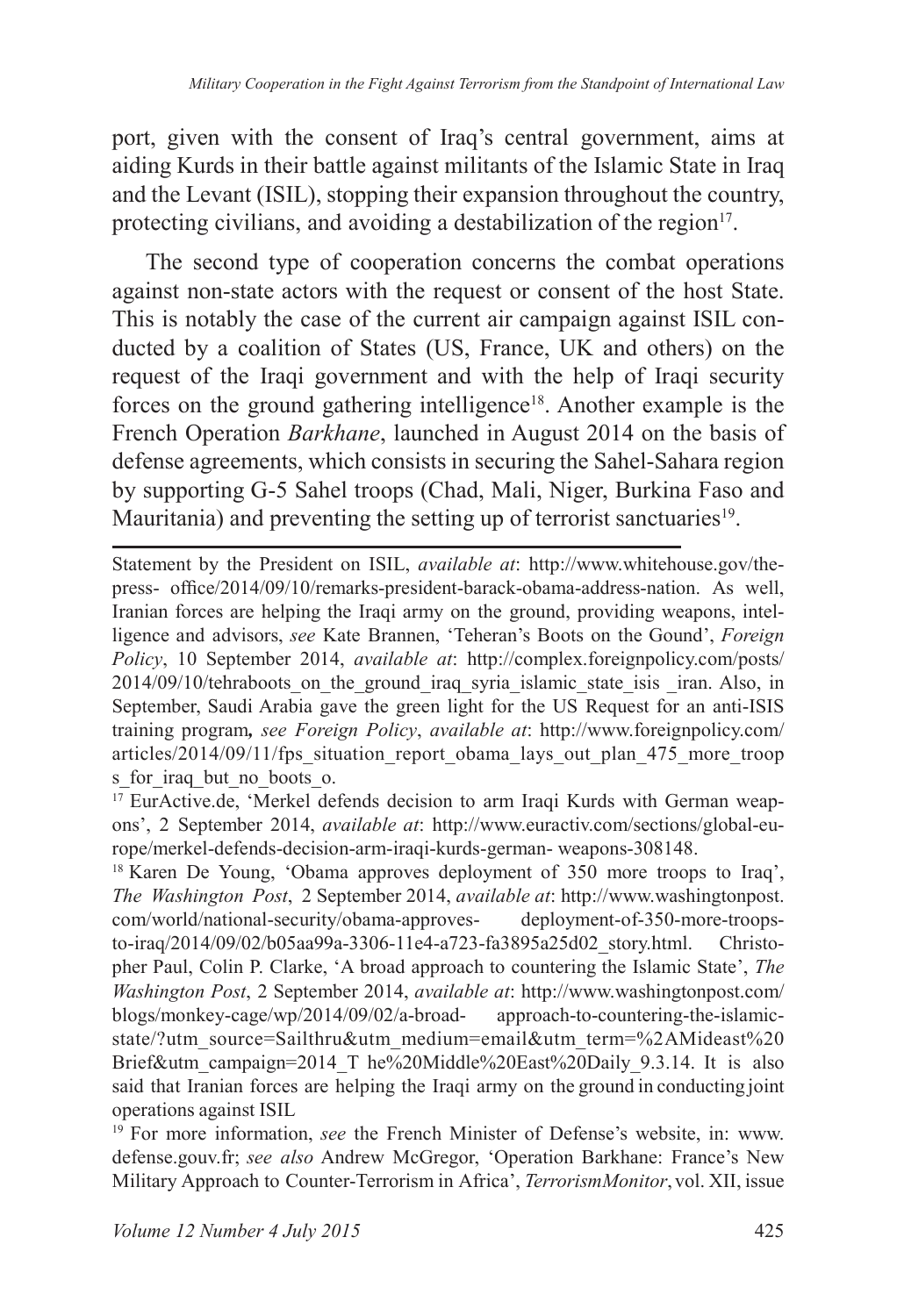port, given with the consent of Iraq's central government, aims at aiding Kurds in their battle against militants of the Islamic State in Iraq and the Levant (ISIL), stopping their expansion throughout the country, protecting civilians, and avoiding a destabilization of the region[17].

The second type of cooperation concerns the combat operations against non-state actors with the request or consent of the host State. This is notably the case of the current air campaign against ISIL conducted by a coalition of States (US, France, UK and others) on the request of the Iraqi government and with the help of Iraqi security forces on the ground gathering intelligence[18]. Another example is the French Operation *Barkhane*, launched in August 2014 on the basis of defense agreements, which consists in securing the Sahel-Sahara region by supporting G-5 Sahel troops (Chad, Mali, Niger, Burkina Faso and Mauritania) and preventing the setting up of terrorist sanctuaries[19].

---

Statement by the President on ISIL, *available at*: http://www.whitehouse.gov/the-press- office/2014/09/10/remarks-president-barack-obama-address-nation. As well, Iranian forces are helping the Iraqi army on the ground, providing weapons, intelligence and advisors, *see* Kate Brannen, 'Teheran's Boots on the Gound', *Foreign Policy*, 10 September 2014, *available at*: http://complex.foreignpolicy.com/posts/2014/09/10/tehraboots_on_the_ground_iraq_syria_islamic_state_isis _iran. Also, in September, Saudi Arabia gave the green light for the US Request for an anti-ISIS training program**,** *see Foreign Policy*, *available at*: http://www.foreignpolicy.com/articles/2014/09/11/fps_situation_report_obama_lays_out_plan_475_more_troops_for_iraq_but_no_boots_o.

[17] EurActive.de, 'Merkel defends decision to arm Iraqi Kurds with German weapons', 2 September 2014, *available at*: http://www.euractiv.com/sections/global-europe/merkel-defends-decision-arm-iraqi-kurds-german- weapons-308148.

[18] Karen De Young, 'Obama approves deployment of 350 more troops to Iraq', *The Washington Post*, 2 September 2014, *available at*: http://www.washingtonpost.com/world/national-security/obama-approves- deployment-of-350-more-troops-to-iraq/2014/09/02/b05aa99a-3306-11e4-a723-fa3895a25d02_story.html. Christopher Paul, Colin P. Clarke, 'A broad approach to countering the Islamic State', *The Washington Post*, 2 September 2014, *available at*: http://www.washingtonpost.com/blogs/monkey-cage/wp/2014/09/02/a-broad- approach-to-countering-the-islamic-state/?utm_source=Sailthru&utm_medium=email&utm_term=%2AMideast%20Brief&utm_campaign=2014_T he%20Middle%20East%20Daily_9.3.14. It is also said that Iranian forces are helping the Iraqi army on the ground in conducting joint operations against ISIL

[19] For more information, *see* the French Minister of Defense's website, in: www.defense.gouv.fr; *see also* Andrew McGregor, 'Operation Barkhane: France's New Military Approach to Counter-Terrorism in Africa', *TerrorismMonitor*, vol. XII, issue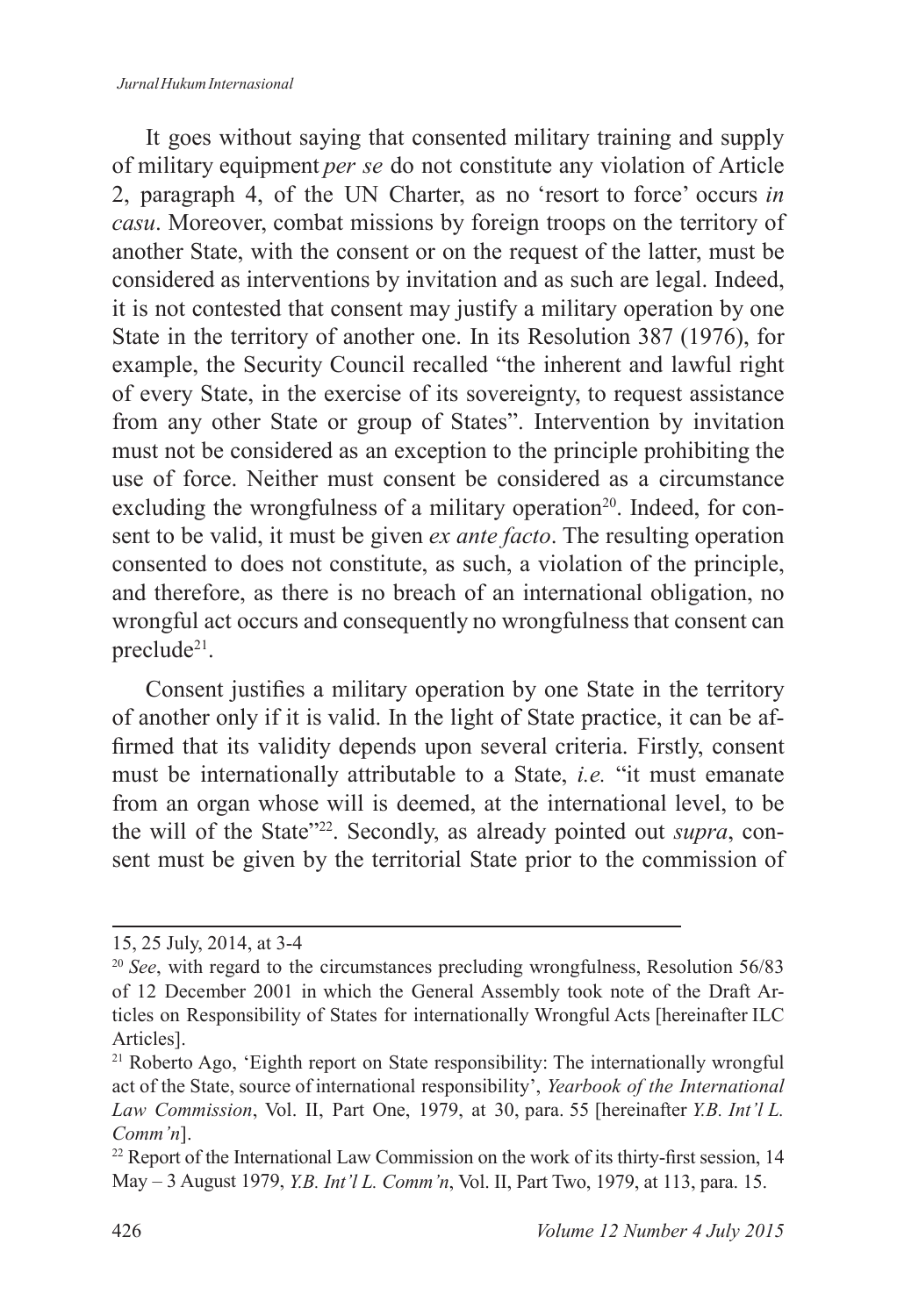It goes without saying that consented military training and supply of military equipment *per se* do not constitute any violation of Article 2, paragraph 4, of the UN Charter, as no 'resort to force' occurs *in casu*. Moreover, combat missions by foreign troops on the territory of another State, with the consent or on the request of the latter, must be considered as interventions by invitation and as such are legal. Indeed, it is not contested that consent may justify a military operation by one State in the territory of another one. In its Resolution 387 (1976), for example, the Security Council recalled "the inherent and lawful right of every State, in the exercise of its sovereignty, to request assistance from any other State or group of States". Intervention by invitation must not be considered as an exception to the principle prohibiting the use of force. Neither must consent be considered as a circumstance excluding the wrongfulness of a military operation[20]. Indeed, for consent to be valid, it must be given *ex ante facto*. The resulting operation consented to does not constitute, as such, a violation of the principle, and therefore, as there is no breach of an international obligation, no wrongful act occurs and consequently no wrongfulness that consent can preclude[21].

Consent justifies a military operation by one State in the territory of another only if it is valid. In the light of State practice, it can be affirmed that its validity depends upon several criteria. Firstly, consent must be internationally attributable to a State, *i.e.* "it must emanate from an organ whose will is deemed, at the international level, to be the will of the State"[22]. Secondly, as already pointed out *supra*, consent must be given by the territorial State prior to the commission of

---

15, 25 July, 2014, at 3-4

[20] *See*, with regard to the circumstances precluding wrongfulness, Resolution 56/83 of 12 December 2001 in which the General Assembly took note of the Draft Articles on Responsibility of States for internationally Wrongful Acts [hereinafter ILC Articles].

[21] Roberto Ago, 'Eighth report on State responsibility: The internationally wrongful act of the State, source of international responsibility', *Yearbook of the International Law Commission*, Vol. II, Part One, 1979, at 30, para. 55 [hereinafter *Y.B. Int'l L. Comm'n*].

[22] Report of the International Law Commission on the work of its thirty-first session, 14 May – 3 August 1979, *Y.B. Int'l L. Comm'n*, Vol. II, Part Two, 1979, at 113, para. 15.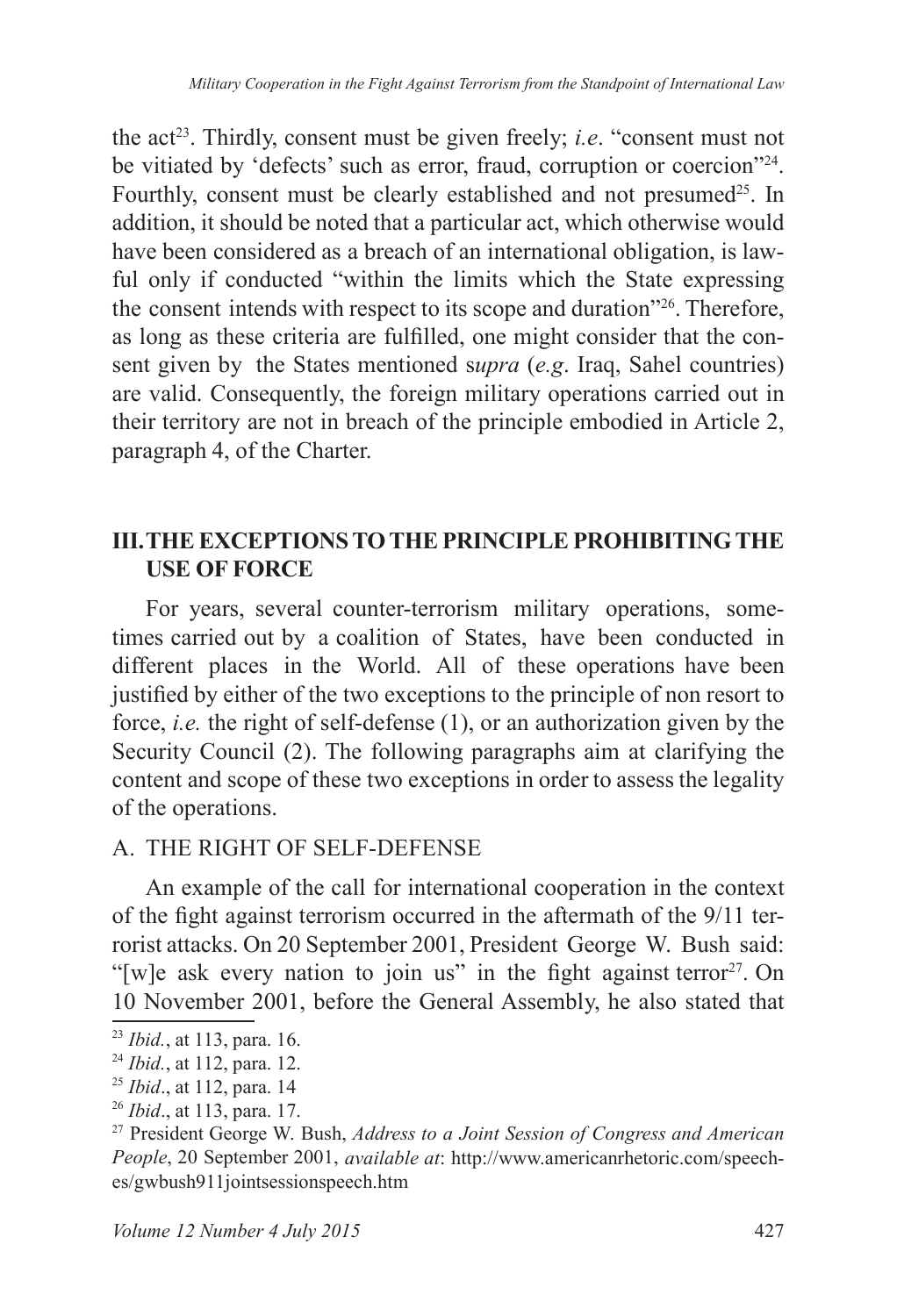the act[23]. Thirdly, consent must be given freely; *i.e*. "consent must not be vitiated by 'defects' such as error, fraud, corruption or coercion"[24]. Fourthly, consent must be clearly established and not presumed[25]. In addition, it should be noted that a particular act, which otherwise would have been considered as a breach of an international obligation, is lawful only if conducted "within the limits which the State expressing the consent intends with respect to its scope and duration"[26]. Therefore, as long as these criteria are fulfilled, one might consider that the consent given by the States mentioned s*upra* (*e.g*. Iraq, Sahel countries) are valid. Consequently, the foreign military operations carried out in their territory are not in breach of the principle embodied in Article 2, paragraph 4, of the Charter.

## III. THE EXCEPTIONS TO THE PRINCIPLE PROHIBITING THE USE OF FORCE

For years, several counter-terrorism military operations, sometimes carried out by a coalition of States, have been conducted in different places in the World. All of these operations have been justified by either of the two exceptions to the principle of non resort to force, *i.e.* the right of self-defense (1), or an authorization given by the Security Council (2). The following paragraphs aim at clarifying the content and scope of these two exceptions in order to assess the legality of the operations.

### A. THE RIGHT OF SELF-DEFENSE

An example of the call for international cooperation in the context of the fight against terrorism occurred in the aftermath of the 9/11 terrorist attacks. On 20 September 2001, President George W. Bush said: "[w]e ask every nation to join us" in the fight against terror[27]. On 10 November 2001, before the General Assembly, he also stated that

---

[23] *Ibid.*, at 113, para. 16.

[24] *Ibid.*, at 112, para. 12.

[25] *Ibid*., at 112, para. 14

[26] *Ibid*., at 113, para. 17.

[27] President George W. Bush, *Address to a Joint Session of Congress and American People*, 20 September 2001, *available at*: http://www.americanrhetoric.com/speeches/gwbush911jointsessionspeech.htm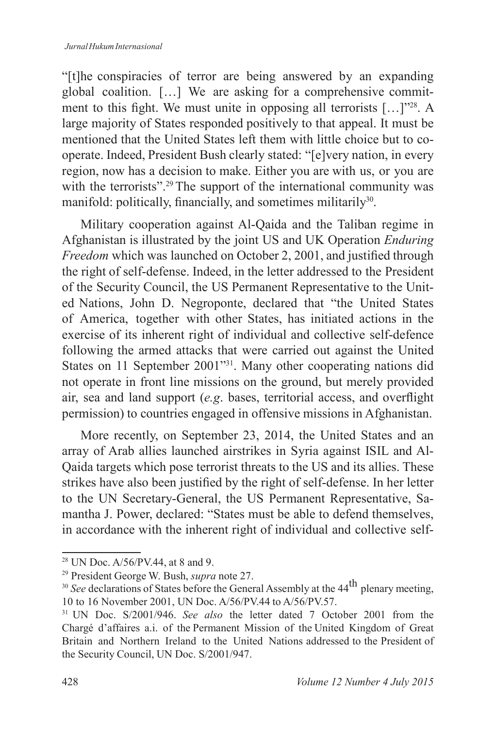"[t]he conspiracies of terror are being answered by an expanding global coalition. […] We are asking for a comprehensive commitment to this fight. We must unite in opposing all terrorists […]"[28]. A large majority of States responded positively to that appeal. It must be mentioned that the United States left them with little choice but to cooperate. Indeed, President Bush clearly stated: "[e]very nation, in every region, now has a decision to make. Either you are with us, or you are with the terrorists".[29] The support of the international community was manifold: politically, financially, and sometimes militarily[30].

Military cooperation against Al-Qaida and the Taliban regime in Afghanistan is illustrated by the joint US and UK Operation *Enduring Freedom* which was launched on October 2, 2001, and justified through the right of self-defense. Indeed, in the letter addressed to the President of the Security Council, the US Permanent Representative to the United Nations, John D. Negroponte, declared that "the United States of America, together with other States, has initiated actions in the exercise of its inherent right of individual and collective self-defence following the armed attacks that were carried out against the United States on 11 September 2001"[31]. Many other cooperating nations did not operate in front line missions on the ground, but merely provided air, sea and land support (*e.g*. bases, territorial access, and overflight permission) to countries engaged in offensive missions in Afghanistan.

More recently, on September 23, 2014, the United States and an array of Arab allies launched airstrikes in Syria against ISIL and Al-Qaida targets which pose terrorist threats to the US and its allies. These strikes have also been justified by the right of self-defense. In her letter to the UN Secretary-General, the US Permanent Representative, Samantha J. Power, declared: "States must be able to defend themselves, in accordance with the inherent right of individual and collective self-

---

[28] UN Doc. A/56/PV.44, at 8 and 9.

[29] President George W. Bush, *supra* note 27.

[30] *See* declarations of States before the General Assembly at the 44th plenary meeting, 10 to 16 November 2001, UN Doc. A/56/PV.44 to A/56/PV.57.

[31] UN Doc. S/2001/946. *See also* the letter dated 7 October 2001 from the Chargé d'affaires a.i. of the Permanent Mission of the United Kingdom of Great Britain and Northern Ireland to the United Nations addressed to the President of the Security Council, UN Doc. S/2001/947.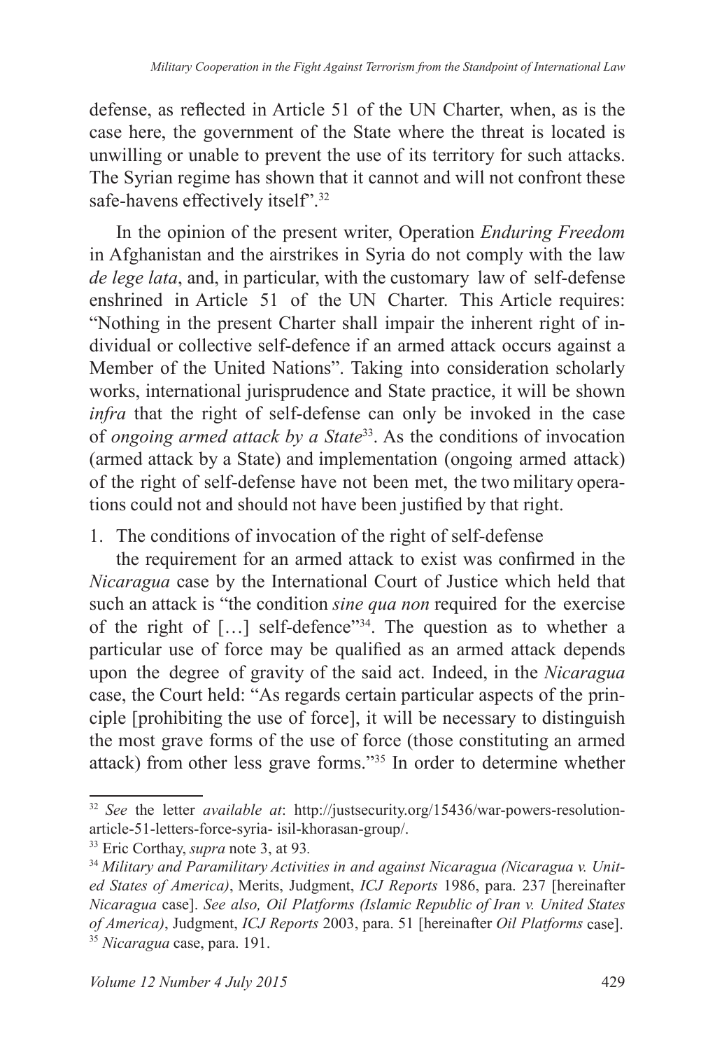defense, as reflected in Article 51 of the UN Charter, when, as is the case here, the government of the State where the threat is located is unwilling or unable to prevent the use of its territory for such attacks. The Syrian regime has shown that it cannot and will not confront these safe-havens effectively itself".[32]

In the opinion of the present writer, Operation *Enduring Freedom* in Afghanistan and the airstrikes in Syria do not comply with the law *de lege lata*, and, in particular, with the customary law of self-defense enshrined in Article 51 of the UN Charter. This Article requires: "Nothing in the present Charter shall impair the inherent right of individual or collective self-defence if an armed attack occurs against a Member of the United Nations". Taking into consideration scholarly works, international jurisprudence and State practice, it will be shown *infra* that the right of self-defense can only be invoked in the case of *ongoing armed attack by a State*[33]. As the conditions of invocation (armed attack by a State) and implementation (ongoing armed attack) of the right of self-defense have not been met, the two military operations could not and should not have been justified by that right.

1. The conditions of invocation of the right of self-defense

the requirement for an armed attack to exist was confirmed in the *Nicaragua* case by the International Court of Justice which held that such an attack is "the condition *sine qua non* required for the exercise of the right of […] self-defence"[34]. The question as to whether a particular use of force may be qualified as an armed attack depends upon the degree of gravity of the said act. Indeed, in the *Nicaragua* case, the Court held: "As regards certain particular aspects of the principle [prohibiting the use of force], it will be necessary to distinguish the most grave forms of the use of force (those constituting an armed attack) from other less grave forms."[35] In order to determine whether

---

[32] *See* the letter *available at*: http://justsecurity.org/15436/war-powers-resolution-article-51-letters-force-syria- isil-khorasan-group/.

[33] Eric Corthay, *supra* note 3, at 93.

[34] *Military and Paramilitary Activities in and against Nicaragua (Nicaragua v. United States of America)*, Merits, Judgment, *ICJ Reports* 1986, para. 237 [hereinafter *Nicaragua* case]. *See also, Oil Platforms (Islamic Republic of Iran v. United States of America)*, Judgment, *ICJ Reports* 2003, para. 51 [hereinafter *Oil Platforms* case].

[35] *Nicaragua* case, para. 191.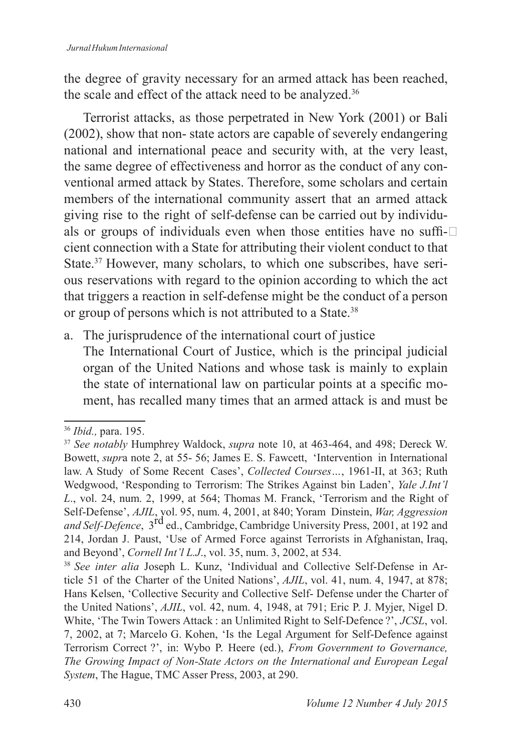the degree of gravity necessary for an armed attack has been reached, the scale and effect of the attack need to be analyzed.[36]

Terrorist attacks, as those perpetrated in New York (2001) or Bali (2002), show that non- state actors are capable of severely endangering national and international peace and security with, at the very least, the same degree of effectiveness and horror as the conduct of any conventional armed attack by States. Therefore, some scholars and certain members of the international community assert that an armed attack giving rise to the right of self-defense can be carried out by individuals or groups of individuals even when those entities have no sufficient connection with a State for attributing their violent conduct to that State.[37] However, many scholars, to which one subscribes, have serious reservations with regard to the opinion according to which the act that triggers a reaction in self-defense might be the conduct of a person or group of persons which is not attributed to a State.[38]

a. The jurisprudence of the international court of justice
   The International Court of Justice, which is the principal judicial organ of the United Nations and whose task is mainly to explain the state of international law on particular points at a specific moment, has recalled many times that an armed attack is and must be

---

[36] *Ibid.,* para. 195.

[37] *See notably* Humphrey Waldock, *supra* note 10, at 463-464, and 498; Dereck W. Bowett, *supr*a note 2, at 55- 56; James E. S. Fawcett, 'Intervention in International law. A Study of Some Recent Cases', *Collected Courses…*, 1961-II, at 363; Ruth Wedgwood, 'Responding to Terrorism: The Strikes Against bin Laden', *Yale J.Int'l L*., vol. 24, num. 2, 1999, at 564; Thomas M. Franck, 'Terrorism and the Right of Self-Defense', *AJIL*, vol. 95, num. 4, 2001, at 840; Yoram Dinstein, *War, Aggression and Self-Defence*, 3rd ed., Cambridge, Cambridge University Press, 2001, at 192 and 214, Jordan J. Paust, 'Use of Armed Force against Terrorists in Afghanistan, Iraq, and Beyond', *Cornell Int'l L.J*., vol. 35, num. 3, 2002, at 534.

[38] *See inter alia* Joseph L. Kunz, 'Individual and Collective Self-Defense in Article 51 of the Charter of the United Nations', *AJIL*, vol. 41, num. 4, 1947, at 878; Hans Kelsen, 'Collective Security and Collective Self- Defense under the Charter of the United Nations', *AJIL*, vol. 42, num. 4, 1948, at 791; Eric P. J. Myjer, Nigel D. White, 'The Twin Towers Attack : an Unlimited Right to Self-Defence ?', *JCSL*, vol. 7, 2002, at 7; Marcelo G. Kohen, 'Is the Legal Argument for Self-Defence against Terrorism Correct ?', in: Wybo P. Heere (ed.), *From Government to Governance, The Growing Impact of Non-State Actors on the International and European Legal System*, The Hague, TMC Asser Press, 2003, at 290.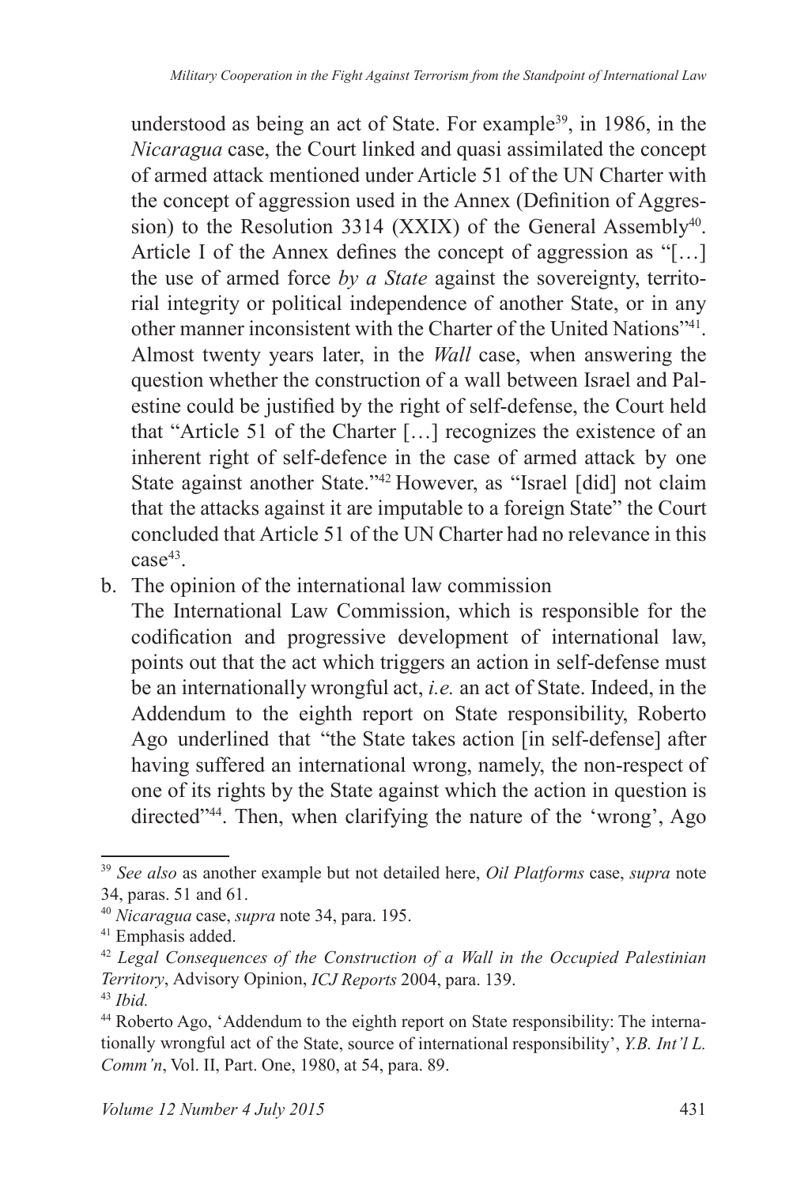understood as being an act of State. For example[39], in 1986, in the *Nicaragua* case, the Court linked and quasi assimilated the concept of armed attack mentioned under Article 51 of the UN Charter with the concept of aggression used in the Annex (Definition of Aggression) to the Resolution 3314 (XXIX) of the General Assembly[40]. Article I of the Annex defines the concept of aggression as "[…] the use of armed force *by a State* against the sovereignty, territorial integrity or political independence of another State, or in any other manner inconsistent with the Charter of the United Nations"[41]. Almost twenty years later, in the *Wall* case, when answering the question whether the construction of a wall between Israel and Palestine could be justified by the right of self-defense, the Court held that "Article 51 of the Charter […] recognizes the existence of an inherent right of self-defence in the case of armed attack by one State against another State."[42] However, as "Israel [did] not claim that the attacks against it are imputable to a foreign State" the Court concluded that Article 51 of the UN Charter had no relevance in this case[43].

b. The opinion of the international law commission

The International Law Commission, which is responsible for the codification and progressive development of international law, points out that the act which triggers an action in self-defense must be an internationally wrongful act, *i.e.* an act of State. Indeed, in the Addendum to the eighth report on State responsibility, Roberto Ago underlined that "the State takes action [in self-defense] after having suffered an international wrong, namely, the non-respect of one of its rights by the State against which the action in question is directed"[44]. Then, when clarifying the nature of the 'wrong', Ago

---

[39] *See also* as another example but not detailed here, *Oil Platforms* case, *supra* note 34, paras. 51 and 61.

[40] *Nicaragua* case, *supra* note 34, para. 195.

[41] Emphasis added.

[42] *Legal Consequences of the Construction of a Wall in the Occupied Palestinian Territory*, Advisory Opinion, *ICJ Reports* 2004, para. 139.

[43] *Ibid.*

[44] Roberto Ago, 'Addendum to the eighth report on State responsibility: The internationally wrongful act of the State, source of international responsibility', *Y.B. Int'l L. Comm'n*, Vol. II, Part. One, 1980, at 54, para. 89.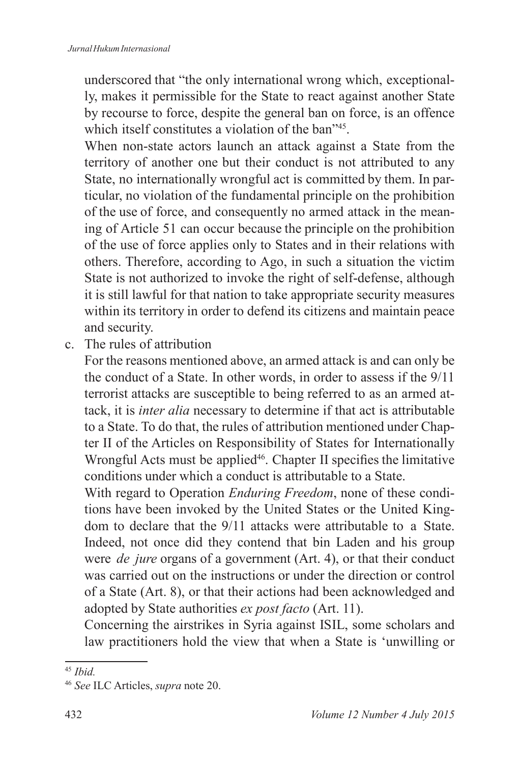underscored that "the only international wrong which, exceptionally, makes it permissible for the State to react against another State by recourse to force, despite the general ban on force, is an offence which itself constitutes a violation of the ban"[45].

When non-state actors launch an attack against a State from the territory of another one but their conduct is not attributed to any State, no internationally wrongful act is committed by them. In particular, no violation of the fundamental principle on the prohibition of the use of force, and consequently no armed attack in the meaning of Article 51 can occur because the principle on the prohibition of the use of force applies only to States and in their relations with others. Therefore, according to Ago, in such a situation the victim State is not authorized to invoke the right of self-defense, although it is still lawful for that nation to take appropriate security measures within its territory in order to defend its citizens and maintain peace and security.

c. The rules of attribution

For the reasons mentioned above, an armed attack is and can only be the conduct of a State. In other words, in order to assess if the 9/11 terrorist attacks are susceptible to being referred to as an armed attack, it is *inter alia* necessary to determine if that act is attributable to a State. To do that, the rules of attribution mentioned under Chapter II of the Articles on Responsibility of States for Internationally Wrongful Acts must be applied[46]. Chapter II specifies the limitative conditions under which a conduct is attributable to a State.

With regard to Operation *Enduring Freedom*, none of these conditions have been invoked by the United States or the United Kingdom to declare that the 9/11 attacks were attributable to a State. Indeed, not once did they contend that bin Laden and his group were *de jure* organs of a government (Art. 4), or that their conduct was carried out on the instructions or under the direction or control of a State (Art. 8), or that their actions had been acknowledged and adopted by State authorities *ex post facto* (Art. 11).

Concerning the airstrikes in Syria against ISIL, some scholars and law practitioners hold the view that when a State is 'unwilling or

---

[45] *Ibid.*

[46] *See* ILC Articles, *supra* note 20.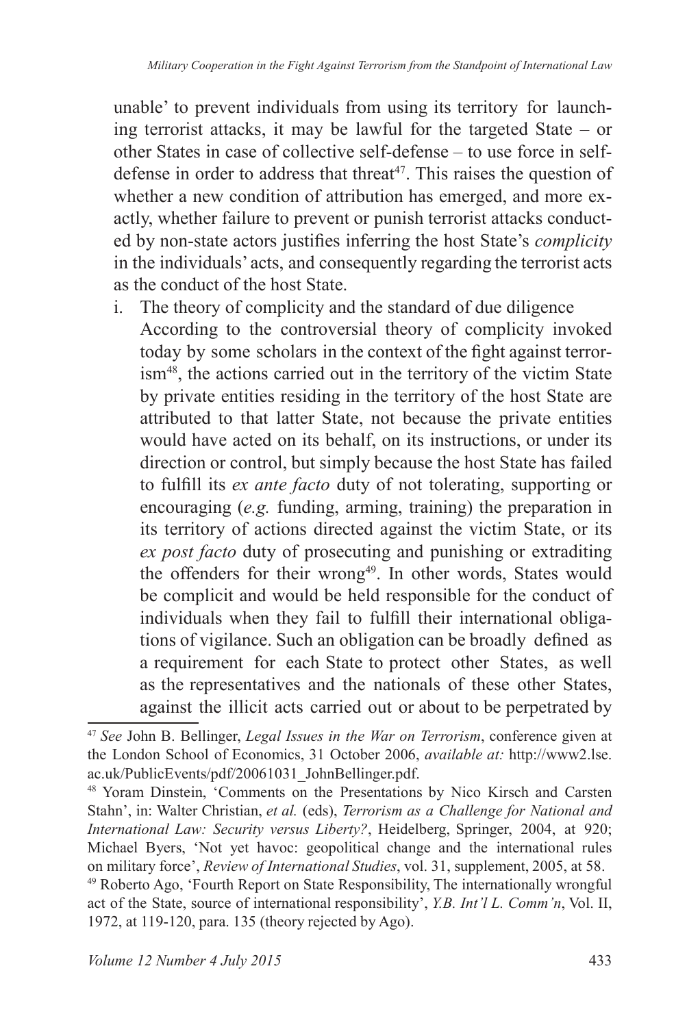unable' to prevent individuals from using its territory for launching terrorist attacks, it may be lawful for the targeted State – or other States in case of collective self-defense – to use force in self-defense in order to address that threat[47]. This raises the question of whether a new condition of attribution has emerged, and more exactly, whether failure to prevent or punish terrorist attacks conducted by non-state actors justifies inferring the host State's *complicity* in the individuals' acts, and consequently regarding the terrorist acts as the conduct of the host State.

i. The theory of complicity and the standard of due diligence

   According to the controversial theory of complicity invoked today by some scholars in the context of the fight against terrorism[48], the actions carried out in the territory of the victim State by private entities residing in the territory of the host State are attributed to that latter State, not because the private entities would have acted on its behalf, on its instructions, or under its direction or control, but simply because the host State has failed to fulfill its *ex ante facto* duty of not tolerating, supporting or encouraging (*e.g.* funding, arming, training) the preparation in its territory of actions directed against the victim State, or its *ex post facto* duty of prosecuting and punishing or extraditing the offenders for their wrong[49]. In other words, States would be complicit and would be held responsible for the conduct of individuals when they fail to fulfill their international obligations of vigilance. Such an obligation can be broadly defined as a requirement for each State to protect other States, as well as the representatives and the nationals of these other States, against the illicit acts carried out or about to be perpetrated by

---

[47] *See* John B. Bellinger, *Legal Issues in the War on Terrorism*, conference given at the London School of Economics, 31 October 2006, *available at:* http://www2.lse.ac.uk/PublicEvents/pdf/20061031_JohnBellinger.pdf.

[48] Yoram Dinstein, 'Comments on the Presentations by Nico Kirsch and Carsten Stahn', in: Walter Christian, *et al.* (eds), *Terrorism as a Challenge for National and International Law: Security versus Liberty?*, Heidelberg, Springer, 2004, at 920; Michael Byers, 'Not yet havoc: geopolitical change and the international rules on military force', *Review of International Studies*, vol. 31, supplement, 2005, at 58.

[49] Roberto Ago, 'Fourth Report on State Responsibility, The internationally wrongful act of the State, source of international responsibility', *Y.B. Int'l L. Comm'n*, Vol. II, 1972, at 119-120, para. 135 (theory rejected by Ago).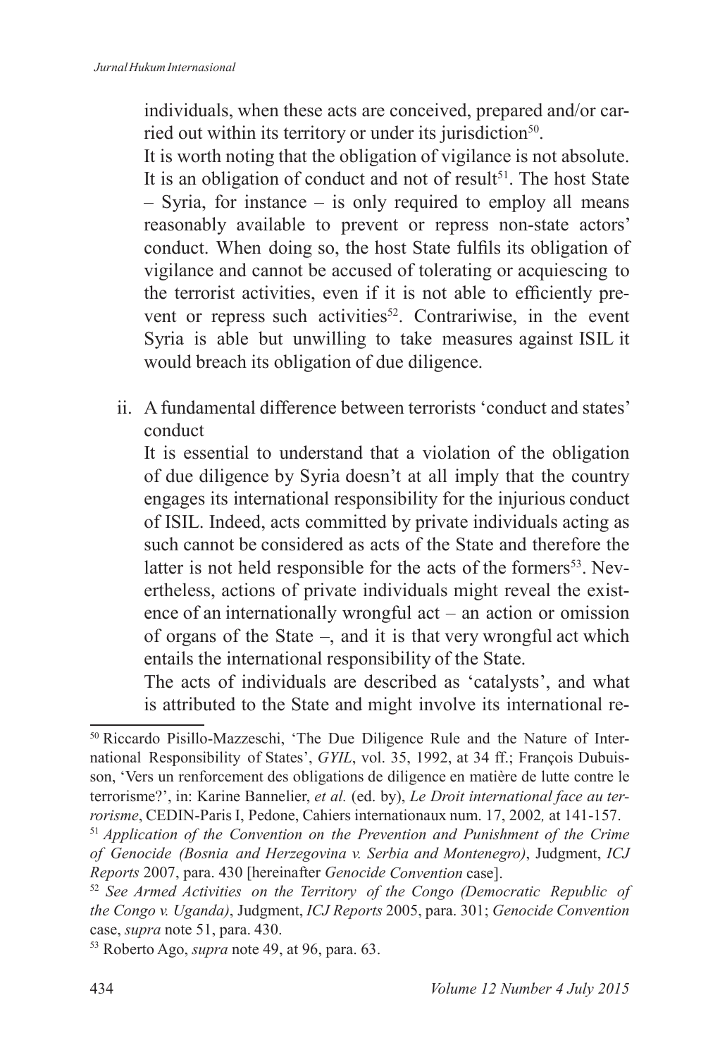individuals, when these acts are conceived, prepared and/or carried out within its territory or under its jurisdiction[50].

It is worth noting that the obligation of vigilance is not absolute. It is an obligation of conduct and not of result[51]. The host State – Syria, for instance – is only required to employ all means reasonably available to prevent or repress non-state actors' conduct. When doing so, the host State fulfils its obligation of vigilance and cannot be accused of tolerating or acquiescing to the terrorist activities, even if it is not able to efficiently prevent or repress such activities[52]. Contrariwise, in the event Syria is able but unwilling to take measures against ISIL it would breach its obligation of due diligence.

ii. A fundamental difference between terrorists 'conduct and states' conduct

It is essential to understand that a violation of the obligation of due diligence by Syria doesn't at all imply that the country engages its international responsibility for the injurious conduct of ISIL. Indeed, acts committed by private individuals acting as such cannot be considered as acts of the State and therefore the latter is not held responsible for the acts of the formers[53]. Nevertheless, actions of private individuals might reveal the existence of an internationally wrongful act – an action or omission of organs of the State –, and it is that very wrongful act which entails the international responsibility of the State.

The acts of individuals are described as 'catalysts', and what is attributed to the State and might involve its international re-

---

[50] Riccardo Pisillo-Mazzeschi, 'The Due Diligence Rule and the Nature of International Responsibility of States', *GYIL*, vol. 35, 1992, at 34 ff.; François Dubuisson, 'Vers un renforcement des obligations de diligence en matière de lutte contre le terrorisme?', in: Karine Bannelier, *et al.* (ed. by), *Le Droit international face au terrorisme*, CEDIN-Paris I, Pedone, Cahiers internationaux num. 17, 2002*,* at 141-157.

[51] *Application of the Convention on the Prevention and Punishment of the Crime of Genocide (Bosnia and Herzegovina v. Serbia and Montenegro)*, Judgment, *ICJ Reports* 2007, para. 430 [hereinafter *Genocide Convention* case].

[52] *See Armed Activities on the Territory of the Congo (Democratic Republic of the Congo v. Uganda)*, Judgment, *ICJ Reports* 2005, para. 301; *Genocide Convention* case, *supra* note 51, para. 430.

[53] Roberto Ago, *supra* note 49, at 96, para. 63.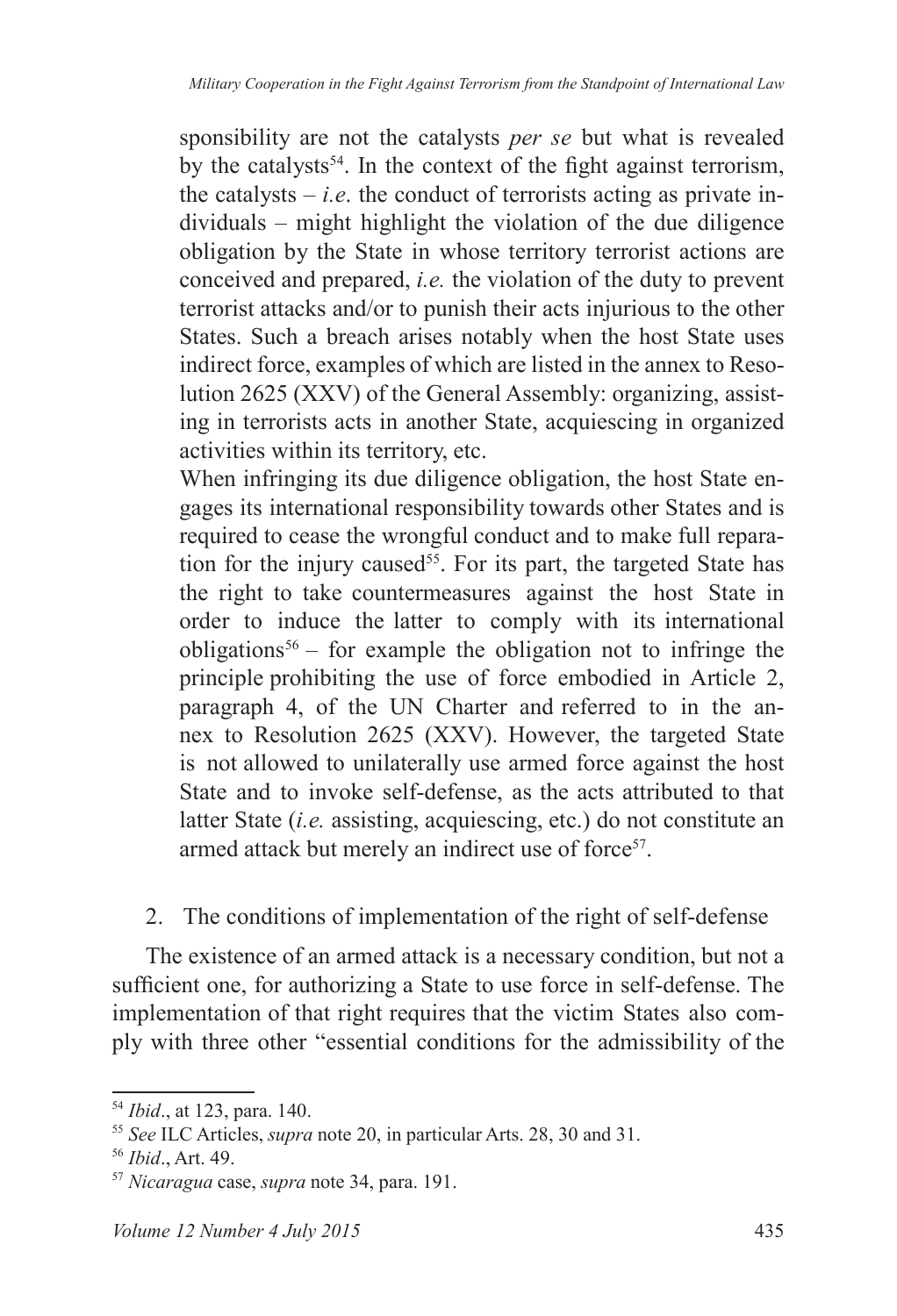sponsibility are not the catalysts *per se* but what is revealed by the catalysts[54]. In the context of the fight against terrorism, the catalysts – *i.e*. the conduct of terrorists acting as private individuals – might highlight the violation of the due diligence obligation by the State in whose territory terrorist actions are conceived and prepared, *i.e.* the violation of the duty to prevent terrorist attacks and/or to punish their acts injurious to the other States. Such a breach arises notably when the host State uses indirect force, examples of which are listed in the annex to Resolution 2625 (XXV) of the General Assembly: organizing, assisting in terrorists acts in another State, acquiescing in organized activities within its territory, etc.

When infringing its due diligence obligation, the host State engages its international responsibility towards other States and is required to cease the wrongful conduct and to make full reparation for the injury caused[55]. For its part, the targeted State has the right to take countermeasures against the host State in order to induce the latter to comply with its international obligations[56] – for example the obligation not to infringe the principle prohibiting the use of force embodied in Article 2, paragraph 4, of the UN Charter and referred to in the annex to Resolution 2625 (XXV). However, the targeted State is not allowed to unilaterally use armed force against the host State and to invoke self-defense, as the acts attributed to that latter State (*i.e.* assisting, acquiescing, etc.) do not constitute an armed attack but merely an indirect use of force[57].

2. The conditions of implementation of the right of self-defense

The existence of an armed attack is a necessary condition, but not a sufficient one, for authorizing a State to use force in self-defense. The implementation of that right requires that the victim States also comply with three other "essential conditions for the admissibility of the

---

[54] *Ibid*., at 123, para. 140.

[55] *See* ILC Articles, *supra* note 20, in particular Arts. 28, 30 and 31.

[56] *Ibid*., Art. 49.

[57] *Nicaragua* case, *supra* note 34, para. 191.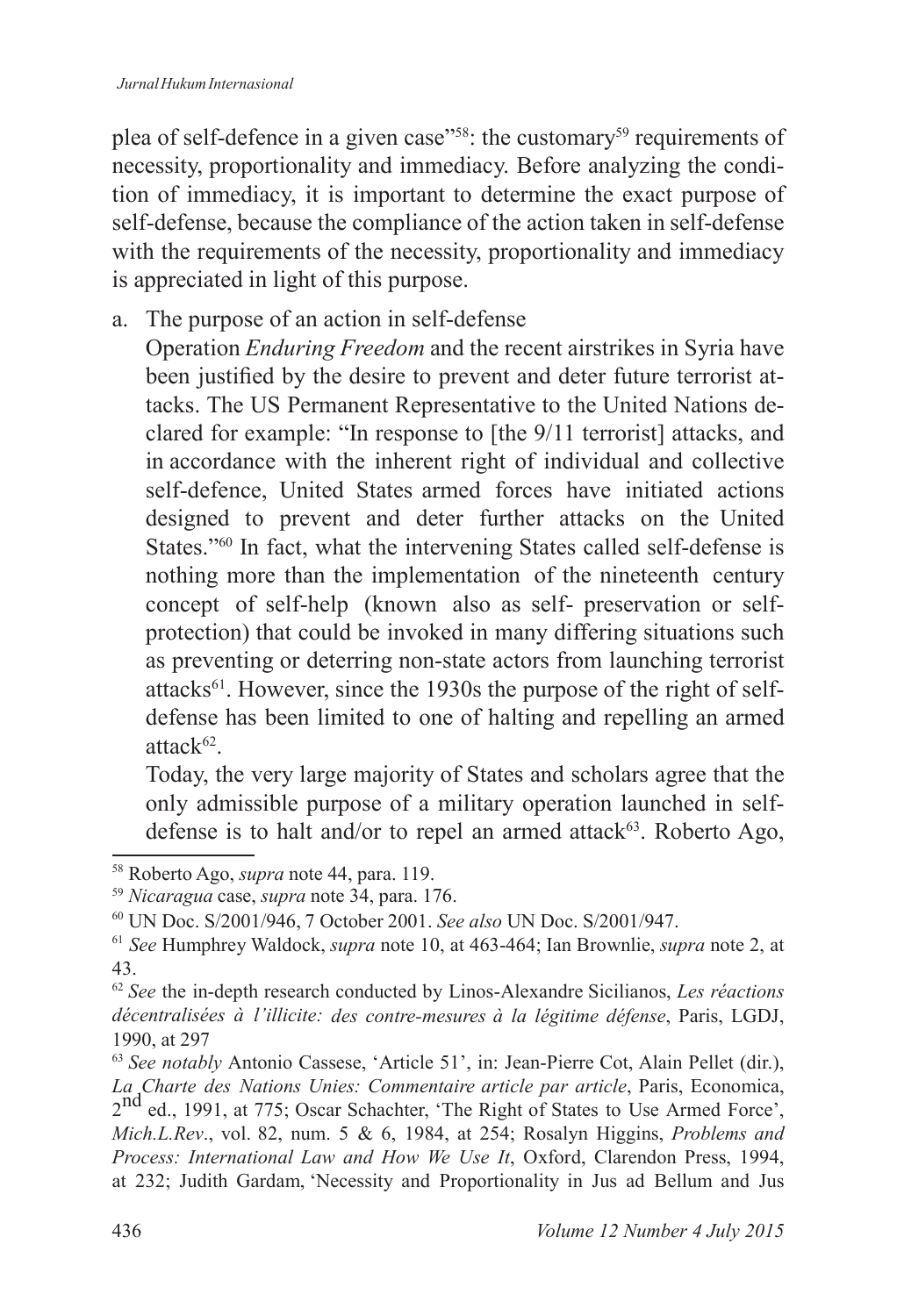plea of self-defence in a given case"[58]: the customary[59] requirements of necessity, proportionality and immediacy. Before analyzing the condition of immediacy, it is important to determine the exact purpose of self-defense, because the compliance of the action taken in self-defense with the requirements of the necessity, proportionality and immediacy is appreciated in light of this purpose.

a. The purpose of an action in self-defense

   Operation *Enduring Freedom* and the recent airstrikes in Syria have been justified by the desire to prevent and deter future terrorist attacks. The US Permanent Representative to the United Nations declared for example: "In response to [the 9/11 terrorist] attacks, and in accordance with the inherent right of individual and collective self-defence, United States armed forces have initiated actions designed to prevent and deter further attacks on the United States."[60] In fact, what the intervening States called self-defense is nothing more than the implementation of the nineteenth century concept of self-help (known also as self- preservation or self-protection) that could be invoked in many differing situations such as preventing or deterring non-state actors from launching terrorist attacks[61]. However, since the 1930s the purpose of the right of self-defense has been limited to one of halting and repelling an armed attack[62].

   Today, the very large majority of States and scholars agree that the only admissible purpose of a military operation launched in self-defense is to halt and/or to repel an armed attack[63]. Roberto Ago,

---

[58] Roberto Ago, *supra* note 44, para. 119.

[59] *Nicaragua* case, *supra* note 34, para. 176.

[60] UN Doc. S/2001/946, 7 October 2001. *See also* UN Doc. S/2001/947.

[61] *See* Humphrey Waldock, *supra* note 10, at 463-464; Ian Brownlie, *supra* note 2, at 43.

[62] *See* the in-depth research conducted by Linos-Alexandre Sicilianos, *Les réactions décentralisées à l'illicite: des contre-mesures à la légitime défense*, Paris, LGDJ, 1990, at 297

[63] *See notably* Antonio Cassese, 'Article 51', in: Jean-Pierre Cot, Alain Pellet (dir.), *La Charte des Nations Unies: Commentaire article par article*, Paris, Economica, 2nd ed., 1991, at 775; Oscar Schachter, 'The Right of States to Use Armed Force', *Mich.L.Rev*., vol. 82, num. 5 & 6, 1984, at 254; Rosalyn Higgins, *Problems and Process: International Law and How We Use It*, Oxford, Clarendon Press, 1994, at 232; Judith Gardam, 'Necessity and Proportionality in Jus ad Bellum and Jus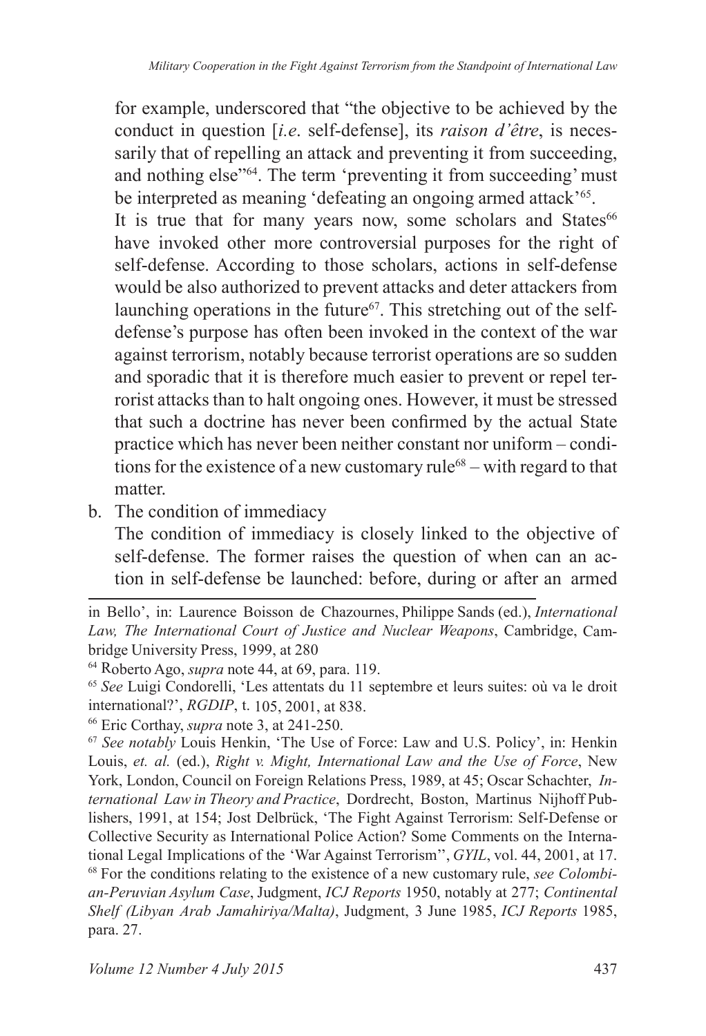for example, underscored that "the objective to be achieved by the conduct in question [*i.e*. self-defense], its *raison d'être*, is necessarily that of repelling an attack and preventing it from succeeding, and nothing else"[64]. The term 'preventing it from succeeding' must be interpreted as meaning 'defeating an ongoing armed attack'[65].

It is true that for many years now, some scholars and States[66] have invoked other more controversial purposes for the right of self-defense. According to those scholars, actions in self-defense would be also authorized to prevent attacks and deter attackers from launching operations in the future[67]. This stretching out of the self-defense's purpose has often been invoked in the context of the war against terrorism, notably because terrorist operations are so sudden and sporadic that it is therefore much easier to prevent or repel terrorist attacks than to halt ongoing ones. However, it must be stressed that such a doctrine has never been confirmed by the actual State practice which has never been neither constant nor uniform – conditions for the existence of a new customary rule[68] – with regard to that matter.

b. The condition of immediacy

The condition of immediacy is closely linked to the objective of self-defense. The former raises the question of when can an action in self-defense be launched: before, during or after an armed

---

in Bello', in: Laurence Boisson de Chazournes, Philippe Sands (ed.), *International Law, The International Court of Justice and Nuclear Weapons*, Cambridge, Cambridge University Press, 1999, at 280

[64] Roberto Ago, *supra* note 44, at 69, para. 119.

[65] *See* Luigi Condorelli, 'Les attentats du 11 septembre et leurs suites: où va le droit international?', *RGDIP*, t. 105, 2001, at 838.

[66] Eric Corthay, *supra* note 3, at 241-250.

[67] *See notably* Louis Henkin, 'The Use of Force: Law and U.S. Policy', in: Henkin Louis, *et. al.* (ed.), *Right v. Might, International Law and the Use of Force*, New York, London, Council on Foreign Relations Press, 1989, at 45; Oscar Schachter, *International Law in Theory and Practice*, Dordrecht, Boston, Martinus Nijhoff Publishers, 1991, at 154; Jost Delbrück, 'The Fight Against Terrorism: Self-Defense or Collective Security as International Police Action? Some Comments on the International Legal Implications of the 'War Against Terrorism'', *GYIL*, vol. 44, 2001, at 17.

[68] For the conditions relating to the existence of a new customary rule, *see Colombian-Peruvian Asylum Case*, Judgment, *ICJ Reports* 1950, notably at 277; *Continental Shelf (Libyan Arab Jamahiriya/Malta)*, Judgment, 3 June 1985, *ICJ Reports* 1985, para. 27.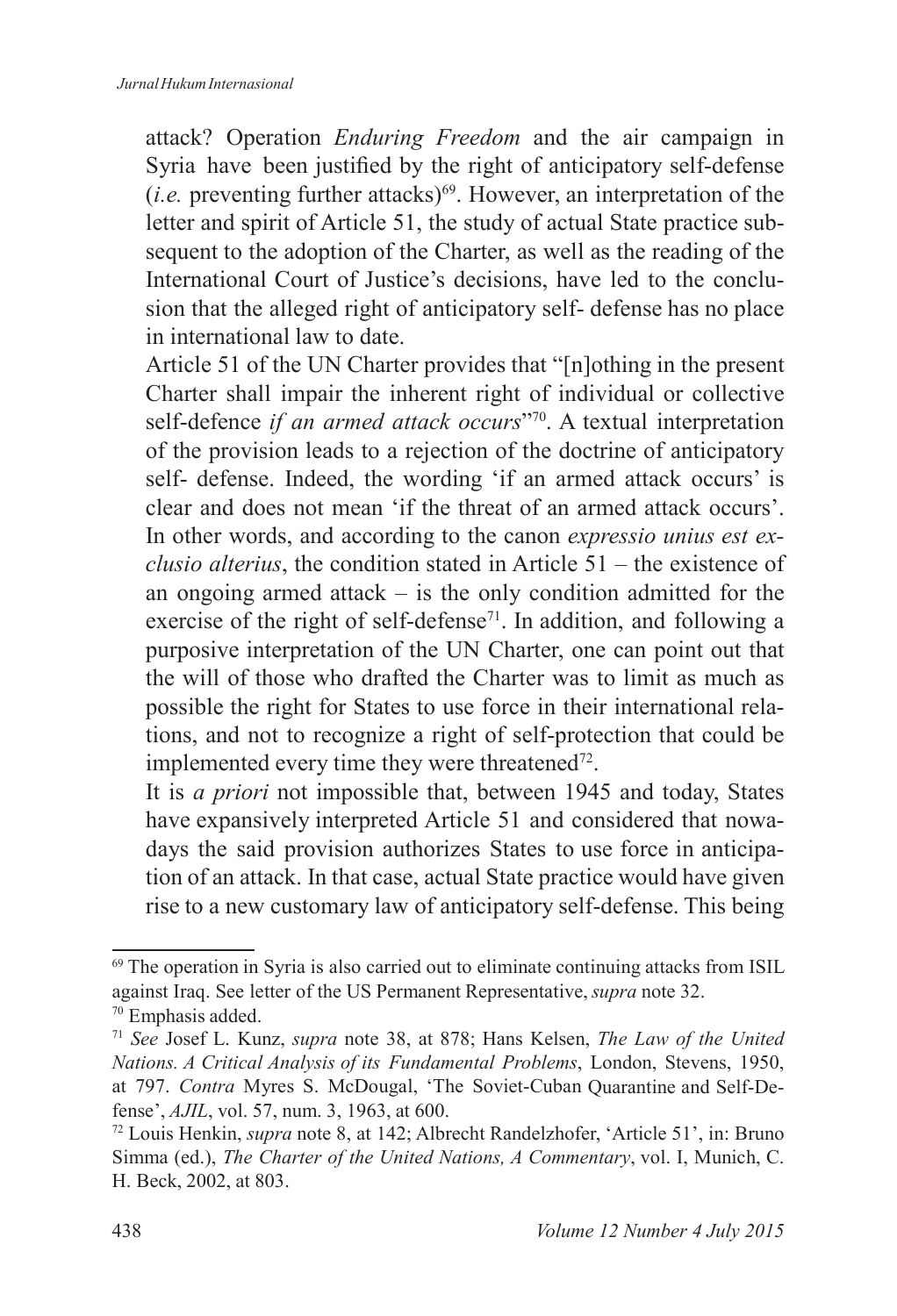attack? Operation *Enduring Freedom* and the air campaign in Syria have been justified by the right of anticipatory self-defense (*i.e.* preventing further attacks)[69]. However, an interpretation of the letter and spirit of Article 51, the study of actual State practice subsequent to the adoption of the Charter, as well as the reading of the International Court of Justice's decisions, have led to the conclusion that the alleged right of anticipatory self- defense has no place in international law to date.

Article 51 of the UN Charter provides that "[n]othing in the present Charter shall impair the inherent right of individual or collective self-defence *if an armed attack occurs*"[70]. A textual interpretation of the provision leads to a rejection of the doctrine of anticipatory self- defense. Indeed, the wording 'if an armed attack occurs' is clear and does not mean 'if the threat of an armed attack occurs'. In other words, and according to the canon *expressio unius est exclusio alterius*, the condition stated in Article 51 – the existence of an ongoing armed attack – is the only condition admitted for the exercise of the right of self-defense[71]. In addition, and following a purposive interpretation of the UN Charter, one can point out that the will of those who drafted the Charter was to limit as much as possible the right for States to use force in their international relations, and not to recognize a right of self-protection that could be implemented every time they were threatened[72].

It is *a priori* not impossible that, between 1945 and today, States have expansively interpreted Article 51 and considered that nowadays the said provision authorizes States to use force in anticipation of an attack. In that case, actual State practice would have given rise to a new customary law of anticipatory self-defense. This being

---

[69] The operation in Syria is also carried out to eliminate continuing attacks from ISIL against Iraq. See letter of the US Permanent Representative, *supra* note 32.

[70] Emphasis added.

[71] *See* Josef L. Kunz, *supra* note 38, at 878; Hans Kelsen, *The Law of the United Nations. A Critical Analysis of its Fundamental Problems*, London, Stevens, 1950, at 797. *Contra* Myres S. McDougal, 'The Soviet-Cuban Quarantine and Self-Defense', *AJIL*, vol. 57, num. 3, 1963, at 600.

[72] Louis Henkin, *supra* note 8, at 142; Albrecht Randelzhofer, 'Article 51', in: Bruno Simma (ed.), *The Charter of the United Nations, A Commentary*, vol. I, Munich, C. H. Beck, 2002, at 803.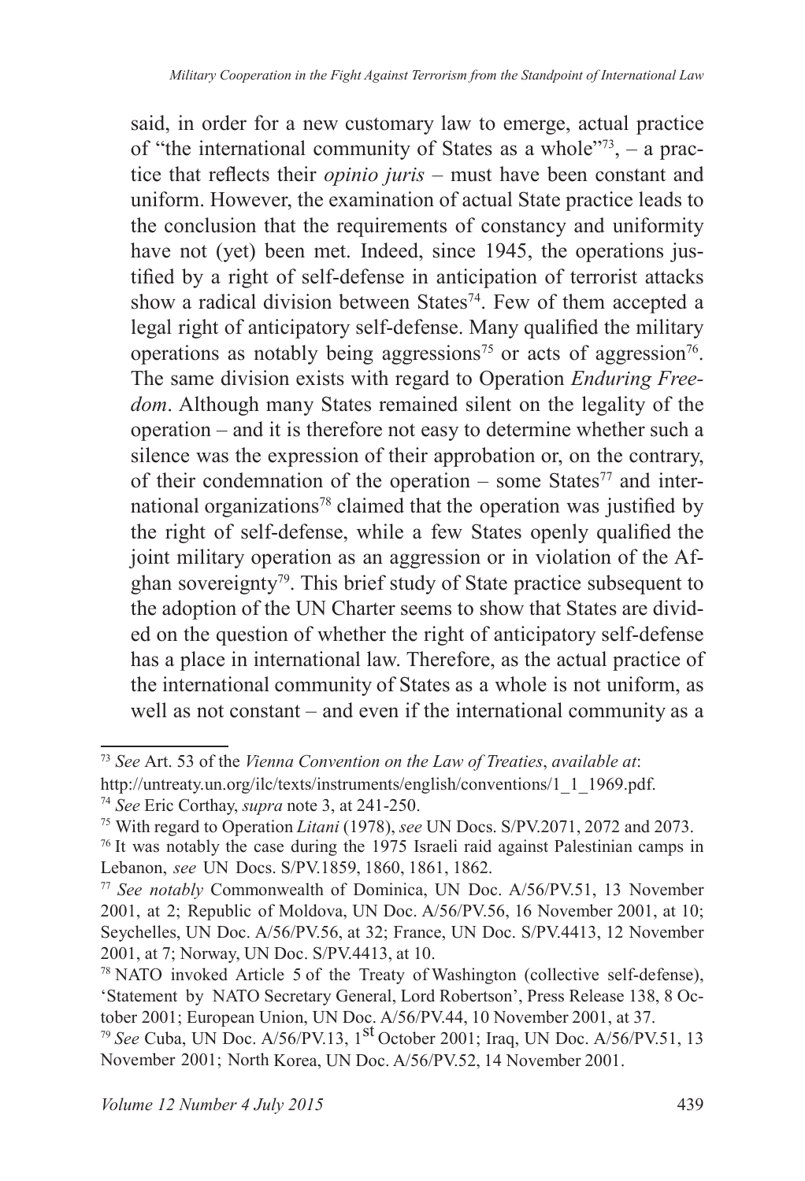said, in order for a new customary law to emerge, actual practice of "the international community of States as a whole"[73], – a practice that reflects their *opinio juris* – must have been constant and uniform. However, the examination of actual State practice leads to the conclusion that the requirements of constancy and uniformity have not (yet) been met. Indeed, since 1945, the operations justified by a right of self-defense in anticipation of terrorist attacks show a radical division between States[74]. Few of them accepted a legal right of anticipatory self-defense. Many qualified the military operations as notably being aggressions[75] or acts of aggression[76]. The same division exists with regard to Operation *Enduring Freedom*. Although many States remained silent on the legality of the operation – and it is therefore not easy to determine whether such a silence was the expression of their approbation or, on the contrary, of their condemnation of the operation – some States[77] and international organizations[78] claimed that the operation was justified by the right of self-defense, while a few States openly qualified the joint military operation as an aggression or in violation of the Afghan sovereignty[79]. This brief study of State practice subsequent to the adoption of the UN Charter seems to show that States are divided on the question of whether the right of anticipatory self-defense has a place in international law. Therefore, as the actual practice of the international community of States as a whole is not uniform, as well as not constant – and even if the international community as a

---

[73] *See* Art. 53 of the *Vienna Convention on the Law of Treaties*, *available at*: http://untreaty.un.org/ilc/texts/instruments/english/conventions/1_1_1969.pdf.

[74] *See* Eric Corthay, *supra* note 3, at 241-250.

[75] With regard to Operation *Litani* (1978), *see* UN Docs. S/PV.2071, 2072 and 2073.

[76] It was notably the case during the 1975 Israeli raid against Palestinian camps in Lebanon, *see* UN Docs. S/PV.1859, 1860, 1861, 1862.

[77] *See notably* Commonwealth of Dominica, UN Doc. A/56/PV.51, 13 November 2001, at 2; Republic of Moldova, UN Doc. A/56/PV.56, 16 November 2001, at 10; Seychelles, UN Doc. A/56/PV.56, at 32; France, UN Doc. S/PV.4413, 12 November 2001, at 7; Norway, UN Doc. S/PV.4413, at 10.

[78] NATO invoked Article 5 of the Treaty of Washington (collective self-defense), 'Statement by NATO Secretary General, Lord Robertson', Press Release 138, 8 October 2001; European Union, UN Doc. A/56/PV.44, 10 November 2001, at 37.

[79] *See* Cuba, UN Doc. A/56/PV.13, 1st October 2001; Iraq, UN Doc. A/56/PV.51, 13 November 2001; North Korea, UN Doc. A/56/PV.52, 14 November 2001.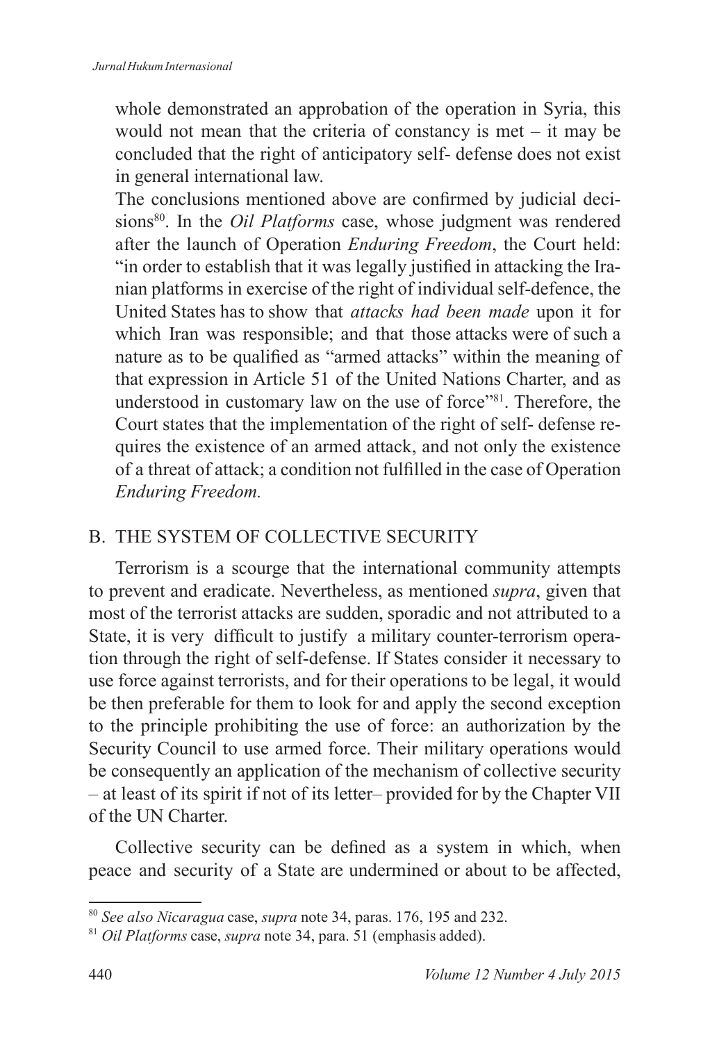whole demonstrated an approbation of the operation in Syria, this would not mean that the criteria of constancy is met – it may be concluded that the right of anticipatory self- defense does not exist in general international law.

The conclusions mentioned above are confirmed by judicial decisions[80]. In the *Oil Platforms* case, whose judgment was rendered after the launch of Operation *Enduring Freedom*, the Court held: "in order to establish that it was legally justified in attacking the Iranian platforms in exercise of the right of individual self-defence, the United States has to show that *attacks had been made* upon it for which Iran was responsible; and that those attacks were of such a nature as to be qualified as "armed attacks" within the meaning of that expression in Article 51 of the United Nations Charter, and as understood in customary law on the use of force"[81]. Therefore, the Court states that the implementation of the right of self- defense requires the existence of an armed attack, and not only the existence of a threat of attack; a condition not fulfilled in the case of Operation *Enduring Freedom.*

## B. THE SYSTEM OF COLLECTIVE SECURITY

Terrorism is a scourge that the international community attempts to prevent and eradicate. Nevertheless, as mentioned *supra*, given that most of the terrorist attacks are sudden, sporadic and not attributed to a State, it is very difficult to justify a military counter-terrorism operation through the right of self-defense. If States consider it necessary to use force against terrorists, and for their operations to be legal, it would be then preferable for them to look for and apply the second exception to the principle prohibiting the use of force: an authorization by the Security Council to use armed force. Their military operations would be consequently an application of the mechanism of collective security – at least of its spirit if not of its letter– provided for by the Chapter VII of the UN Charter.

Collective security can be defined as a system in which, when peace and security of a State are undermined or about to be affected,

---

[80] *See also Nicaragua* case, *supra* note 34, paras. 176, 195 and 232.

[81] *Oil Platforms* case, *supra* note 34, para. 51 (emphasis added).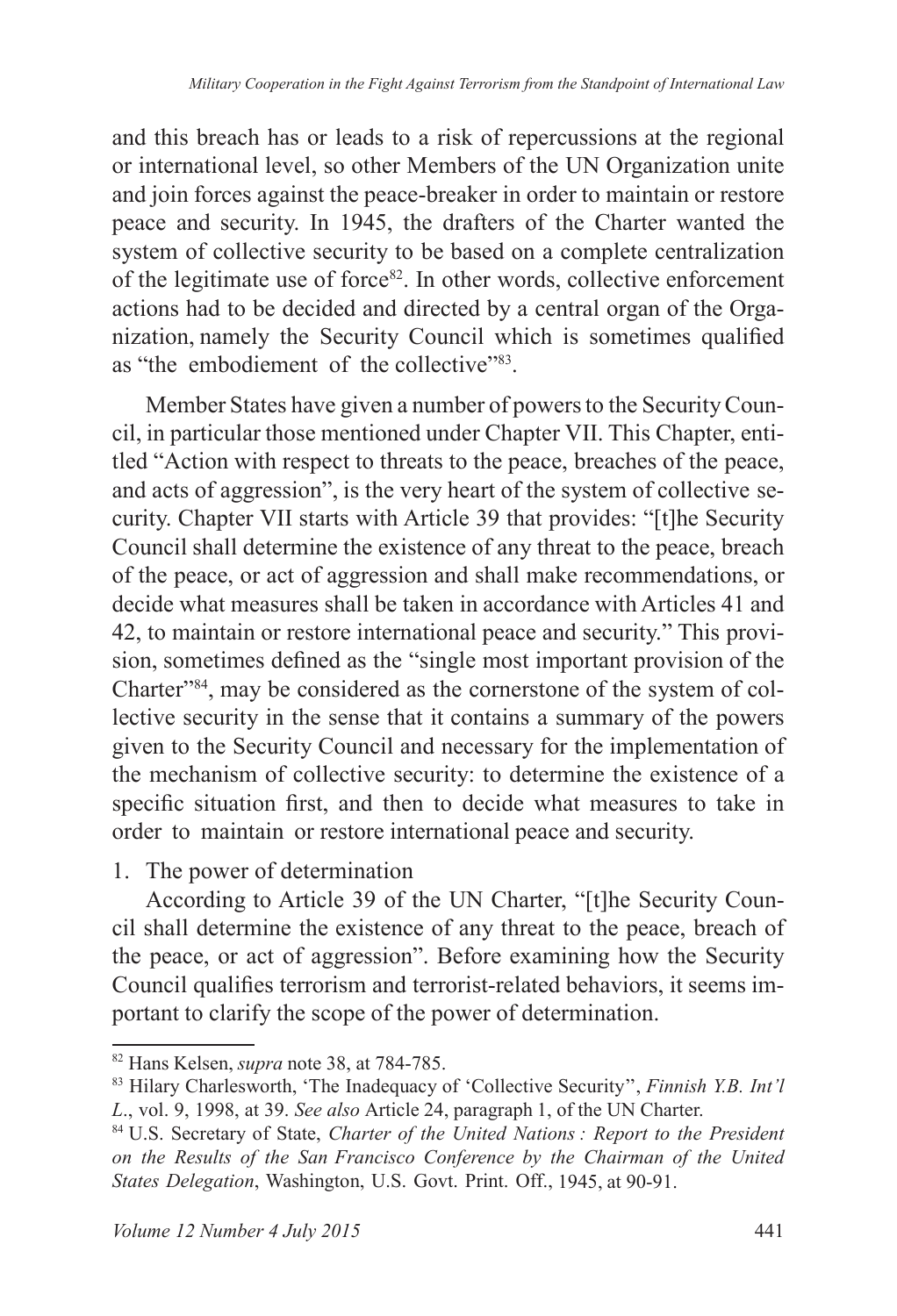and this breach has or leads to a risk of repercussions at the regional or international level, so other Members of the UN Organization unite and join forces against the peace-breaker in order to maintain or restore peace and security. In 1945, the drafters of the Charter wanted the system of collective security to be based on a complete centralization of the legitimate use of force[82]. In other words, collective enforcement actions had to be decided and directed by a central organ of the Organization, namely the Security Council which is sometimes qualified as "the embodiement of the collective"[83].

Member States have given a number of powers to the Security Council, in particular those mentioned under Chapter VII. This Chapter, entitled "Action with respect to threats to the peace, breaches of the peace, and acts of aggression", is the very heart of the system of collective security. Chapter VII starts with Article 39 that provides: "[t]he Security Council shall determine the existence of any threat to the peace, breach of the peace, or act of aggression and shall make recommendations, or decide what measures shall be taken in accordance with Articles 41 and 42, to maintain or restore international peace and security." This provision, sometimes defined as the "single most important provision of the Charter"[84], may be considered as the cornerstone of the system of collective security in the sense that it contains a summary of the powers given to the Security Council and necessary for the implementation of the mechanism of collective security: to determine the existence of a specific situation first, and then to decide what measures to take in order to maintain or restore international peace and security.

1. The power of determination

According to Article 39 of the UN Charter, "[t]he Security Council shall determine the existence of any threat to the peace, breach of the peace, or act of aggression". Before examining how the Security Council qualifies terrorism and terrorist-related behaviors, it seems important to clarify the scope of the power of determination.

---

[82] Hans Kelsen, *supra* note 38, at 784-785.

[83] Hilary Charlesworth, 'The Inadequacy of 'Collective Security'', *Finnish Y.B. Int'l L*., vol. 9, 1998, at 39. *See also* Article 24, paragraph 1, of the UN Charter.

[84] U.S. Secretary of State, *Charter of the United Nations : Report to the President on the Results of the San Francisco Conference by the Chairman of the United States Delegation*, Washington, U.S. Govt. Print. Off., 1945, at 90-91.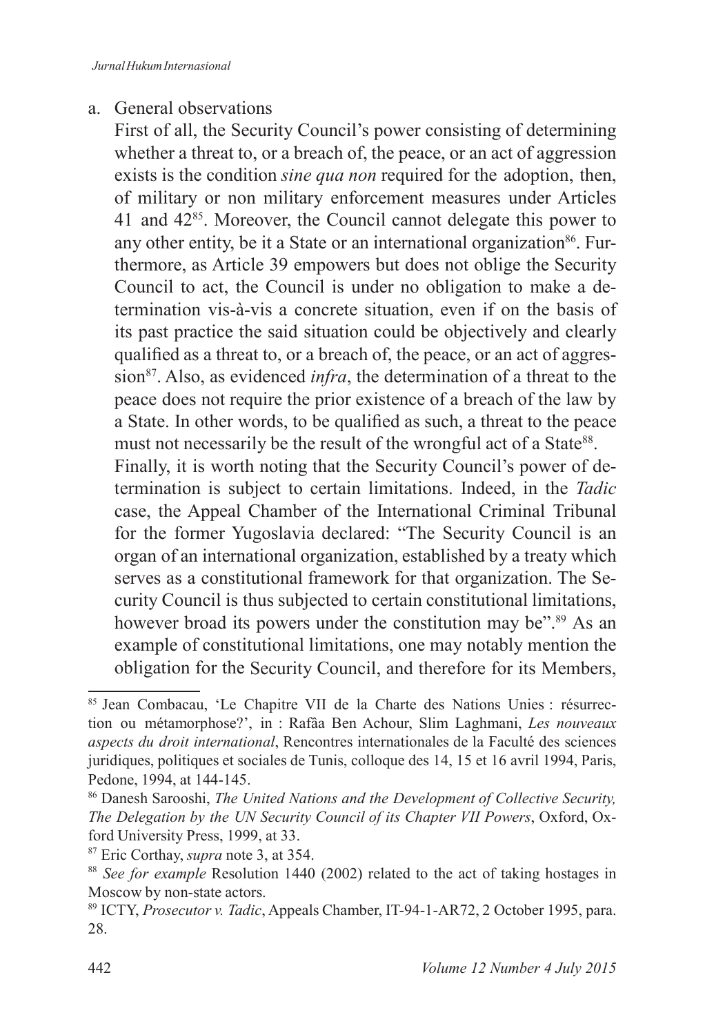a. General observations

First of all, the Security Council's power consisting of determining whether a threat to, or a breach of, the peace, or an act of aggression exists is the condition *sine qua non* required for the adoption, then, of military or non military enforcement measures under Articles 41 and 42[85]. Moreover, the Council cannot delegate this power to any other entity, be it a State or an international organization[86]. Furthermore, as Article 39 empowers but does not oblige the Security Council to act, the Council is under no obligation to make a determination vis-à-vis a concrete situation, even if on the basis of its past practice the said situation could be objectively and clearly qualified as a threat to, or a breach of, the peace, or an act of aggression[87]. Also, as evidenced *infra*, the determination of a threat to the peace does not require the prior existence of a breach of the law by a State. In other words, to be qualified as such, a threat to the peace must not necessarily be the result of the wrongful act of a State[88].

Finally, it is worth noting that the Security Council's power of determination is subject to certain limitations. Indeed, in the *Tadic* case, the Appeal Chamber of the International Criminal Tribunal for the former Yugoslavia declared: "The Security Council is an organ of an international organization, established by a treaty which serves as a constitutional framework for that organization. The Security Council is thus subjected to certain constitutional limitations, however broad its powers under the constitution may be".[89] As an example of constitutional limitations, one may notably mention the obligation for the Security Council, and therefore for its Members,

---

[85] Jean Combacau, 'Le Chapitre VII de la Charte des Nations Unies : résurrection ou métamorphose?', in : Rafâa Ben Achour, Slim Laghmani, *Les nouveaux aspects du droit international*, Rencontres internationales de la Faculté des sciences juridiques, politiques et sociales de Tunis, colloque des 14, 15 et 16 avril 1994, Paris, Pedone, 1994, at 144-145.

[86] Danesh Sarooshi, *The United Nations and the Development of Collective Security, The Delegation by the UN Security Council of its Chapter VII Powers*, Oxford, Oxford University Press, 1999, at 33.

[87] Eric Corthay, *supra* note 3, at 354.

[88] *See for example* Resolution 1440 (2002) related to the act of taking hostages in Moscow by non-state actors.

[89] ICTY, *Prosecutor v. Tadic*, Appeals Chamber, IT-94-1-AR72, 2 October 1995, para. 28.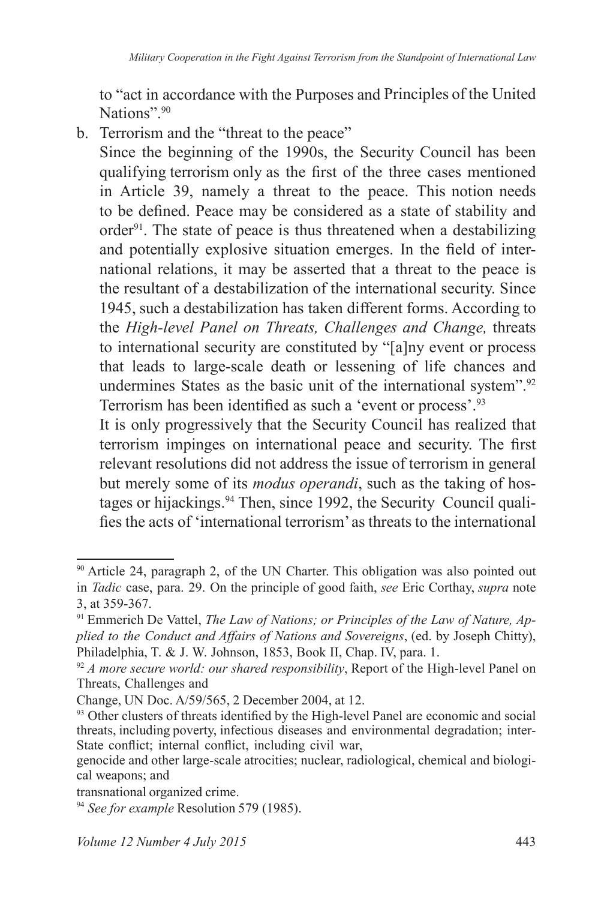to "act in accordance with the Purposes and Principles of the United Nations".[90]

b. Terrorism and the "threat to the peace"

Since the beginning of the 1990s, the Security Council has been qualifying terrorism only as the first of the three cases mentioned in Article 39, namely a threat to the peace. This notion needs to be defined. Peace may be considered as a state of stability and order[91]. The state of peace is thus threatened when a destabilizing and potentially explosive situation emerges. In the field of international relations, it may be asserted that a threat to the peace is the resultant of a destabilization of the international security. Since 1945, such a destabilization has taken different forms. According to the *High-level Panel on Threats, Challenges and Change,* threats to international security are constituted by "[a]ny event or process that leads to large-scale death or lessening of life chances and undermines States as the basic unit of the international system".[92] Terrorism has been identified as such a 'event or process'.[93]

It is only progressively that the Security Council has realized that terrorism impinges on international peace and security. The first relevant resolutions did not address the issue of terrorism in general but merely some of its *modus operandi*, such as the taking of hostages or hijackings.[94] Then, since 1992, the Security Council qualifies the acts of 'international terrorism' as threats to the international

---

[90] Article 24, paragraph 2, of the UN Charter. This obligation was also pointed out in *Tadic* case, para. 29. On the principle of good faith, *see* Eric Corthay, *supra* note 3, at 359-367.

[91] Emmerich De Vattel, *The Law of Nations; or Principles of the Law of Nature, Applied to the Conduct and Affairs of Nations and Sovereigns*, (ed. by Joseph Chitty), Philadelphia, T. & J. W. Johnson, 1853, Book II, Chap. IV, para. 1.

[92] *A more secure world: our shared responsibility*, Report of the High-level Panel on Threats, Challenges and Change, UN Doc. A/59/565, 2 December 2004, at 12.

[93] Other clusters of threats identified by the High-level Panel are economic and social threats, including poverty, infectious diseases and environmental degradation; inter-State conflict; internal conflict, including civil war, genocide and other large-scale atrocities; nuclear, radiological, chemical and biological weapons; and transnational organized crime.

[94] *See for example* Resolution 579 (1985).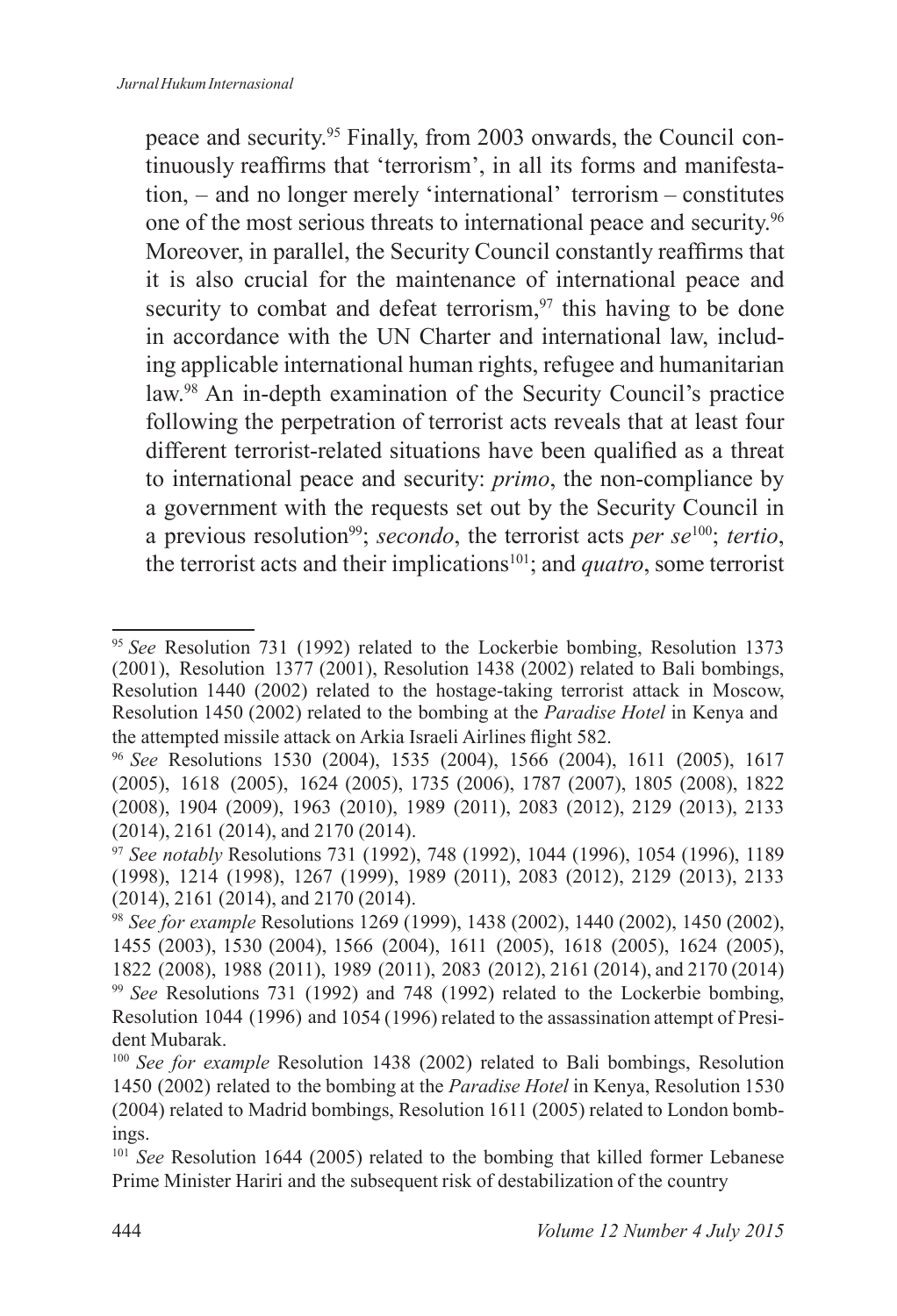peace and security.[95] Finally, from 2003 onwards, the Council continuously reaffirms that 'terrorism', in all its forms and manifestation, – and no longer merely 'international' terrorism – constitutes one of the most serious threats to international peace and security.[96] Moreover, in parallel, the Security Council constantly reaffirms that it is also crucial for the maintenance of international peace and security to combat and defeat terrorism,[97] this having to be done in accordance with the UN Charter and international law, including applicable international human rights, refugee and humanitarian law.[98] An in-depth examination of the Security Council's practice following the perpetration of terrorist acts reveals that at least four different terrorist-related situations have been qualified as a threat to international peace and security: *primo*, the non-compliance by a government with the requests set out by the Security Council in a previous resolution[99]; *secondo*, the terrorist acts *per se*[100]; *tertio*, the terrorist acts and their implications[101]; and *quatro*, some terrorist

---

[95] *See* Resolution 731 (1992) related to the Lockerbie bombing, Resolution 1373 (2001), Resolution 1377 (2001), Resolution 1438 (2002) related to Bali bombings, Resolution 1440 (2002) related to the hostage-taking terrorist attack in Moscow, Resolution 1450 (2002) related to the bombing at the *Paradise Hotel* in Kenya and the attempted missile attack on Arkia Israeli Airlines flight 582.

[96] *See* Resolutions 1530 (2004), 1535 (2004), 1566 (2004), 1611 (2005), 1617 (2005), 1618 (2005), 1624 (2005), 1735 (2006), 1787 (2007), 1805 (2008), 1822 (2008), 1904 (2009), 1963 (2010), 1989 (2011), 2083 (2012), 2129 (2013), 2133 (2014), 2161 (2014), and 2170 (2014).

[97] *See notably* Resolutions 731 (1992), 748 (1992), 1044 (1996), 1054 (1996), 1189 (1998), 1214 (1998), 1267 (1999), 1989 (2011), 2083 (2012), 2129 (2013), 2133 (2014), 2161 (2014), and 2170 (2014).

[98] *See for example* Resolutions 1269 (1999), 1438 (2002), 1440 (2002), 1450 (2002), 1455 (2003), 1530 (2004), 1566 (2004), 1611 (2005), 1618 (2005), 1624 (2005), 1822 (2008), 1988 (2011), 1989 (2011), 2083 (2012), 2161 (2014), and 2170 (2014)

[99] *See* Resolutions 731 (1992) and 748 (1992) related to the Lockerbie bombing, Resolution 1044 (1996) and 1054 (1996) related to the assassination attempt of President Mubarak.

[100] *See for example* Resolution 1438 (2002) related to Bali bombings, Resolution 1450 (2002) related to the bombing at the *Paradise Hotel* in Kenya, Resolution 1530 (2004) related to Madrid bombings, Resolution 1611 (2005) related to London bombings.

[101] *See* Resolution 1644 (2005) related to the bombing that killed former Lebanese Prime Minister Hariri and the subsequent risk of destabilization of the country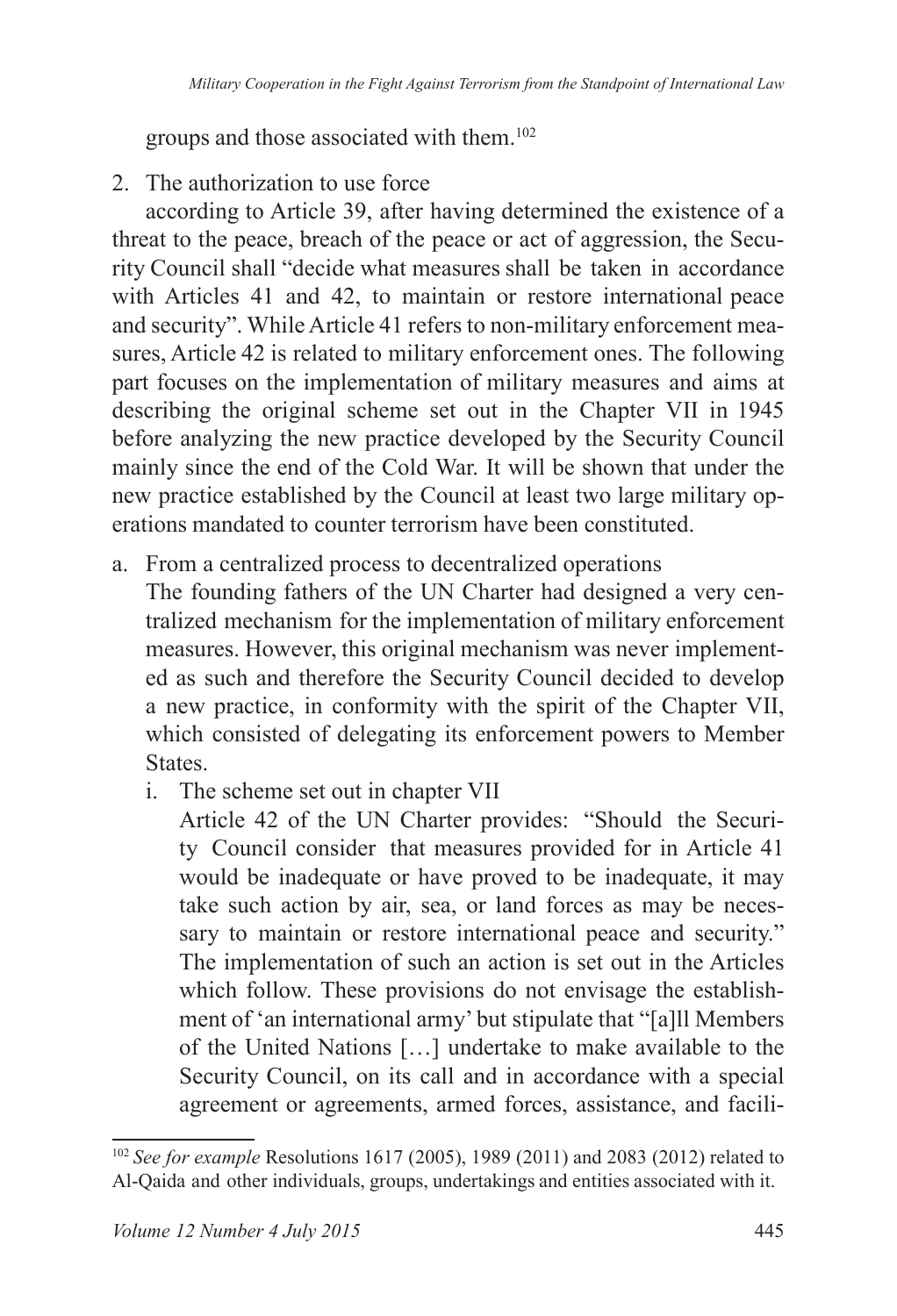groups and those associated with them.[102]

2. The authorization to use force

according to Article 39, after having determined the existence of a threat to the peace, breach of the peace or act of aggression, the Security Council shall "decide what measures shall be taken in accordance with Articles 41 and 42, to maintain or restore international peace and security". While Article 41 refers to non-military enforcement measures, Article 42 is related to military enforcement ones. The following part focuses on the implementation of military measures and aims at describing the original scheme set out in the Chapter VII in 1945 before analyzing the new practice developed by the Security Council mainly since the end of the Cold War. It will be shown that under the new practice established by the Council at least two large military operations mandated to counter terrorism have been constituted.

a. From a centralized process to decentralized operations

The founding fathers of the UN Charter had designed a very centralized mechanism for the implementation of military enforcement measures. However, this original mechanism was never implemented as such and therefore the Security Council decided to develop a new practice, in conformity with the spirit of the Chapter VII, which consisted of delegating its enforcement powers to Member States.

i. The scheme set out in chapter VII

Article 42 of the UN Charter provides: "Should the Security Council consider that measures provided for in Article 41 would be inadequate or have proved to be inadequate, it may take such action by air, sea, or land forces as may be necessary to maintain or restore international peace and security." The implementation of such an action is set out in the Articles which follow. These provisions do not envisage the establishment of 'an international army' but stipulate that "[a]ll Members of the United Nations […] undertake to make available to the Security Council, on its call and in accordance with a special agreement or agreements, armed forces, assistance, and facili-

---

[102] *See for example* Resolutions 1617 (2005), 1989 (2011) and 2083 (2012) related to Al-Qaida and other individuals, groups, undertakings and entities associated with it.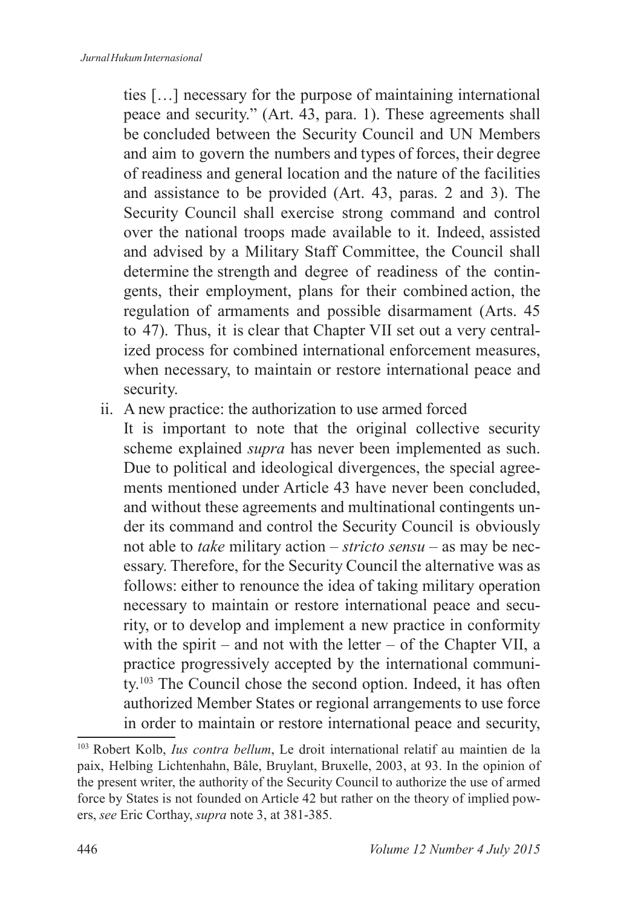ties [...] necessary for the purpose of maintaining international peace and security." (Art. 43, para. 1). These agreements shall be concluded between the Security Council and UN Members and aim to govern the numbers and types of forces, their degree of readiness and general location and the nature of the facilities and assistance to be provided (Art. 43, paras. 2 and 3). The Security Council shall exercise strong command and control over the national troops made available to it. Indeed, assisted and advised by a Military Staff Committee, the Council shall determine the strength and degree of readiness of the contingents, their employment, plans for their combined action, the regulation of armaments and possible disarmament (Arts. 45 to 47). Thus, it is clear that Chapter VII set out a very centralized process for combined international enforcement measures, when necessary, to maintain or restore international peace and security.

ii. A new practice: the authorization to use armed forced

It is important to note that the original collective security scheme explained *supra* has never been implemented as such. Due to political and ideological divergences, the special agreements mentioned under Article 43 have never been concluded, and without these agreements and multinational contingents under its command and control the Security Council is obviously not able to *take* military action – *stricto sensu* – as may be necessary. Therefore, for the Security Council the alternative was as follows: either to renounce the idea of taking military operation necessary to maintain or restore international peace and security, or to develop and implement a new practice in conformity with the spirit – and not with the letter – of the Chapter VII, a practice progressively accepted by the international community.[103] The Council chose the second option. Indeed, it has often authorized Member States or regional arrangements to use force in order to maintain or restore international peace and security,

---

[103] Robert Kolb, *Ius contra bellum*, Le droit international relatif au maintien de la paix, Helbing Lichtenhahn, Bâle, Bruylant, Bruxelle, 2003, at 93. In the opinion of the present writer, the authority of the Security Council to authorize the use of armed force by States is not founded on Article 42 but rather on the theory of implied powers, *see* Eric Corthay, *supra* note 3, at 381-385.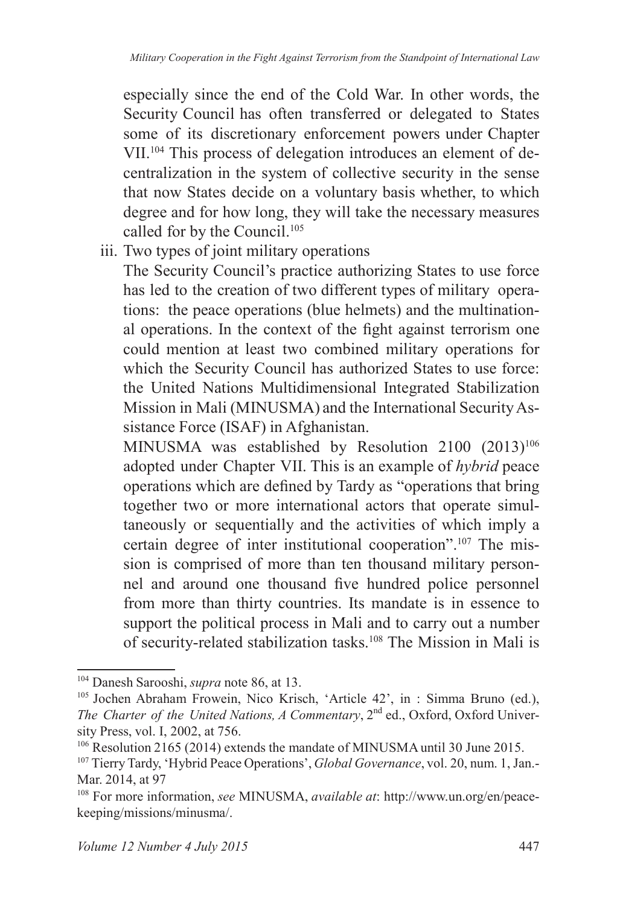especially since the end of the Cold War. In other words, the Security Council has often transferred or delegated to States some of its discretionary enforcement powers under Chapter VII.[104] This process of delegation introduces an element of decentralization in the system of collective security in the sense that now States decide on a voluntary basis whether, to which degree and for how long, they will take the necessary measures called for by the Council.[105]

iii. Two types of joint military operations

The Security Council's practice authorizing States to use force has led to the creation of two different types of military operations: the peace operations (blue helmets) and the multinational operations. In the context of the fight against terrorism one could mention at least two combined military operations for which the Security Council has authorized States to use force: the United Nations Multidimensional Integrated Stabilization Mission in Mali (MINUSMA) and the International Security Assistance Force (ISAF) in Afghanistan.

MINUSMA was established by Resolution 2100 (2013)[106] adopted under Chapter VII. This is an example of *hybrid* peace operations which are defined by Tardy as "operations that bring together two or more international actors that operate simultaneously or sequentially and the activities of which imply a certain degree of inter institutional cooperation".[107] The mission is comprised of more than ten thousand military personnel and around one thousand five hundred police personnel from more than thirty countries. Its mandate is in essence to support the political process in Mali and to carry out a number of security-related stabilization tasks.[108] The Mission in Mali is

---

[104] Danesh Sarooshi, *supra* note 86, at 13.

[105] Jochen Abraham Frowein, Nico Krisch, 'Article 42', in : Simma Bruno (ed.), *The Charter of the United Nations, A Commentary*, 2nd ed., Oxford, Oxford University Press, vol. I, 2002, at 756.

[106] Resolution 2165 (2014) extends the mandate of MINUSMA until 30 June 2015.

[107] Tierry Tardy, 'Hybrid Peace Operations', *Global Governance*, vol. 20, num. 1, Jan.-Mar. 2014, at 97

[108] For more information, *see* MINUSMA, *available at*: http://www.un.org/en/peacekeeping/missions/minusma/.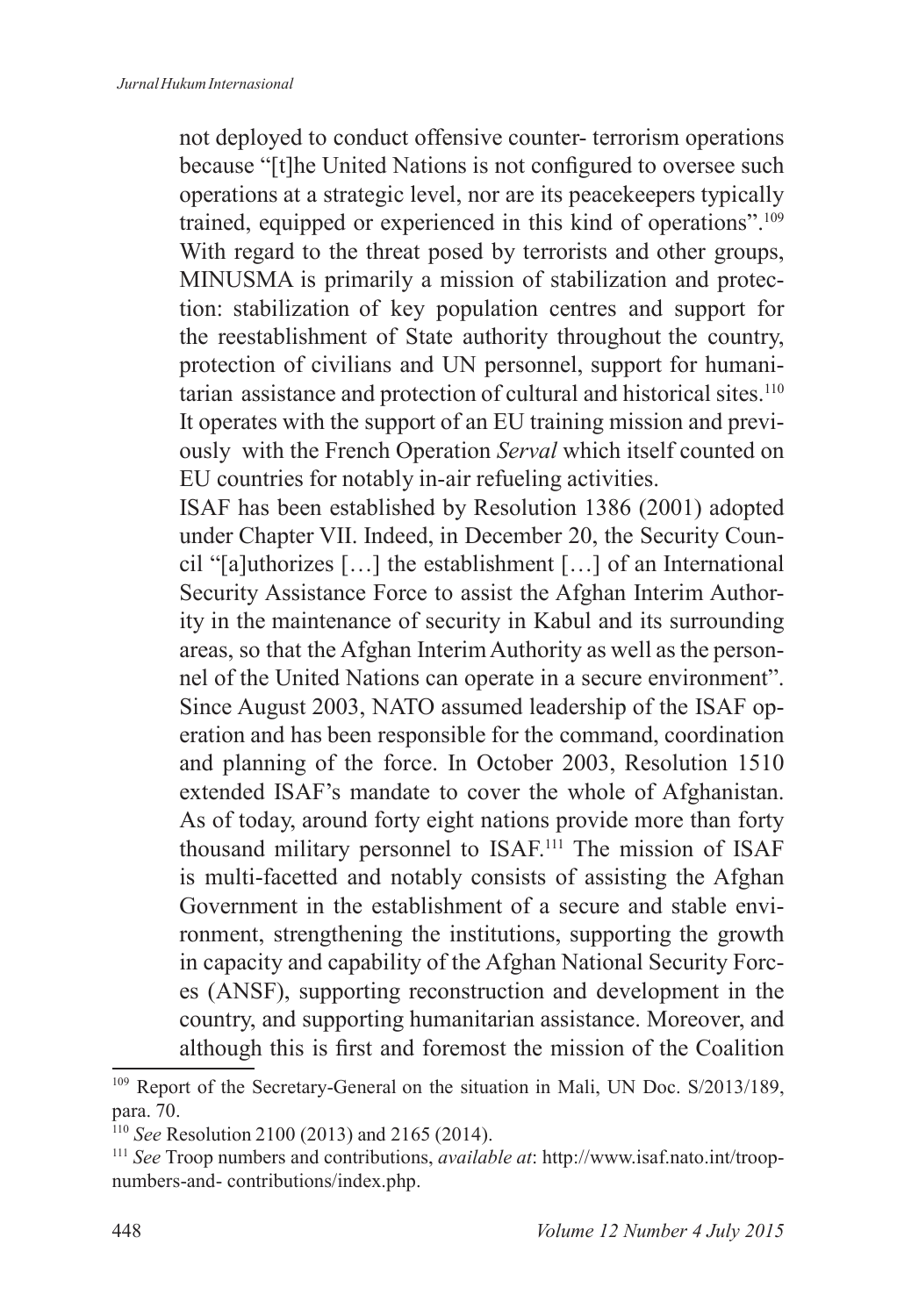not deployed to conduct offensive counter- terrorism operations because "[t]he United Nations is not configured to oversee such operations at a strategic level, nor are its peacekeepers typically trained, equipped or experienced in this kind of operations".[109] With regard to the threat posed by terrorists and other groups, MINUSMA is primarily a mission of stabilization and protection: stabilization of key population centres and support for the reestablishment of State authority throughout the country, protection of civilians and UN personnel, support for humanitarian assistance and protection of cultural and historical sites.[110] It operates with the support of an EU training mission and previously with the French Operation *Serval* which itself counted on EU countries for notably in-air refueling activities.

ISAF has been established by Resolution 1386 (2001) adopted under Chapter VII. Indeed, in December 20, the Security Council "[a]uthorizes […] the establishment […] of an International Security Assistance Force to assist the Afghan Interim Authority in the maintenance of security in Kabul and its surrounding areas, so that the Afghan Interim Authority as well as the personnel of the United Nations can operate in a secure environment". Since August 2003, NATO assumed leadership of the ISAF operation and has been responsible for the command, coordination and planning of the force. In October 2003, Resolution 1510 extended ISAF's mandate to cover the whole of Afghanistan. As of today, around forty eight nations provide more than forty thousand military personnel to ISAF.[111] The mission of ISAF is multi-facetted and notably consists of assisting the Afghan Government in the establishment of a secure and stable environment, strengthening the institutions, supporting the growth in capacity and capability of the Afghan National Security Forces (ANSF), supporting reconstruction and development in the country, and supporting humanitarian assistance. Moreover, and although this is first and foremost the mission of the Coalition

---

[109] Report of the Secretary-General on the situation in Mali, UN Doc. S/2013/189, para. 70.

[110] *See* Resolution 2100 (2013) and 2165 (2014).

[111] *See* Troop numbers and contributions, *available at*: http://www.isaf.nato.int/troop-numbers-and- contributions/index.php.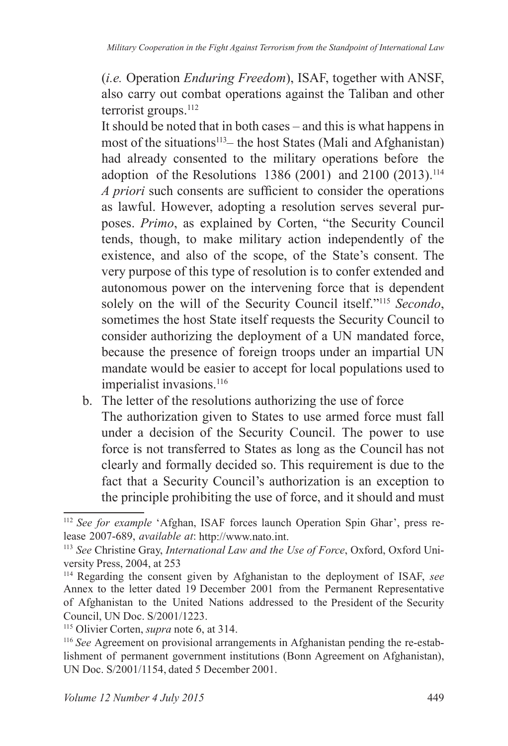(*i.e.* Operation *Enduring Freedom*), ISAF, together with ANSF, also carry out combat operations against the Taliban and other terrorist groups.[112]

It should be noted that in both cases – and this is what happens in most of the situations[113]– the host States (Mali and Afghanistan) had already consented to the military operations before the adoption of the Resolutions 1386 (2001) and 2100 (2013).[114] *A priori* such consents are sufficient to consider the operations as lawful. However, adopting a resolution serves several purposes. *Primo*, as explained by Corten, "the Security Council tends, though, to make military action independently of the existence, and also of the scope, of the State's consent. The very purpose of this type of resolution is to confer extended and autonomous power on the intervening force that is dependent solely on the will of the Security Council itself."[115] *Secondo*, sometimes the host State itself requests the Security Council to consider authorizing the deployment of a UN mandated force, because the presence of foreign troops under an impartial UN mandate would be easier to accept for local populations used to imperialist invasions.[116]

b. The letter of the resolutions authorizing the use of force

The authorization given to States to use armed force must fall under a decision of the Security Council. The power to use force is not transferred to States as long as the Council has not clearly and formally decided so. This requirement is due to the fact that a Security Council's authorization is an exception to the principle prohibiting the use of force, and it should and must

---

[112] *See for example* 'Afghan, ISAF forces launch Operation Spin Ghar', press release 2007-689, *available at*: http://www.nato.int.

[113] *See* Christine Gray, *International Law and the Use of Force*, Oxford, Oxford University Press, 2004, at 253

[114] Regarding the consent given by Afghanistan to the deployment of ISAF, *see* Annex to the letter dated 19 December 2001 from the Permanent Representative of Afghanistan to the United Nations addressed to the President of the Security Council, UN Doc. S/2001/1223.

[115] Olivier Corten, *supra* note 6, at 314.

[116] *See* Agreement on provisional arrangements in Afghanistan pending the re-establishment of permanent government institutions (Bonn Agreement on Afghanistan), UN Doc. S/2001/1154, dated 5 December 2001.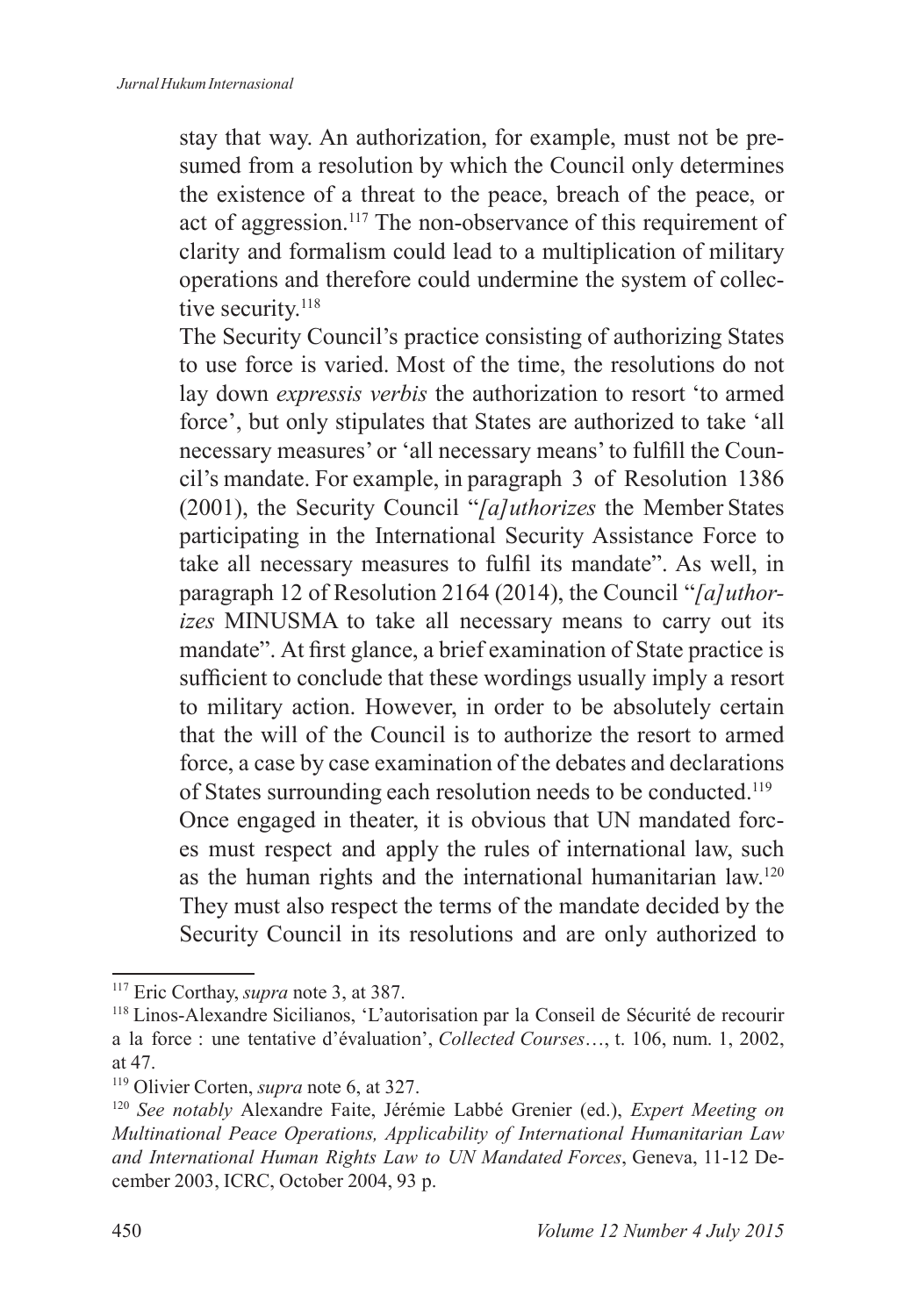stay that way. An authorization, for example, must not be presumed from a resolution by which the Council only determines the existence of a threat to the peace, breach of the peace, or act of aggression.[117] The non-observance of this requirement of clarity and formalism could lead to a multiplication of military operations and therefore could undermine the system of collective security.[118]

The Security Council's practice consisting of authorizing States to use force is varied. Most of the time, the resolutions do not lay down *expressis verbis* the authorization to resort 'to armed force', but only stipulates that States are authorized to take 'all necessary measures' or 'all necessary means' to fulfill the Council's mandate. For example, in paragraph 3 of Resolution 1386 (2001), the Security Council "*[a]uthorizes* the Member States participating in the International Security Assistance Force to take all necessary measures to fulfil its mandate". As well, in paragraph 12 of Resolution 2164 (2014), the Council "*[a]uthorizes* MINUSMA to take all necessary means to carry out its mandate". At first glance, a brief examination of State practice is sufficient to conclude that these wordings usually imply a resort to military action. However, in order to be absolutely certain that the will of the Council is to authorize the resort to armed force, a case by case examination of the debates and declarations of States surrounding each resolution needs to be conducted.[119]

Once engaged in theater, it is obvious that UN mandated forces must respect and apply the rules of international law, such as the human rights and the international humanitarian law.[120] They must also respect the terms of the mandate decided by the Security Council in its resolutions and are only authorized to

---

[117] Eric Corthay, *supra* note 3, at 387.

[118] Linos-Alexandre Sicilianos, 'L'autorisation par la Conseil de Sécurité de recourir a la force : une tentative d'évaluation', *Collected Courses*…, t. 106, num. 1, 2002, at 47.

[119] Olivier Corten, *supra* note 6, at 327.

[120] *See notably* Alexandre Faite, Jérémie Labbé Grenier (ed.), *Expert Meeting on Multinational Peace Operations, Applicability of International Humanitarian Law and International Human Rights Law to UN Mandated Forces*, Geneva, 11-12 December 2003, ICRC, October 2004, 93 p.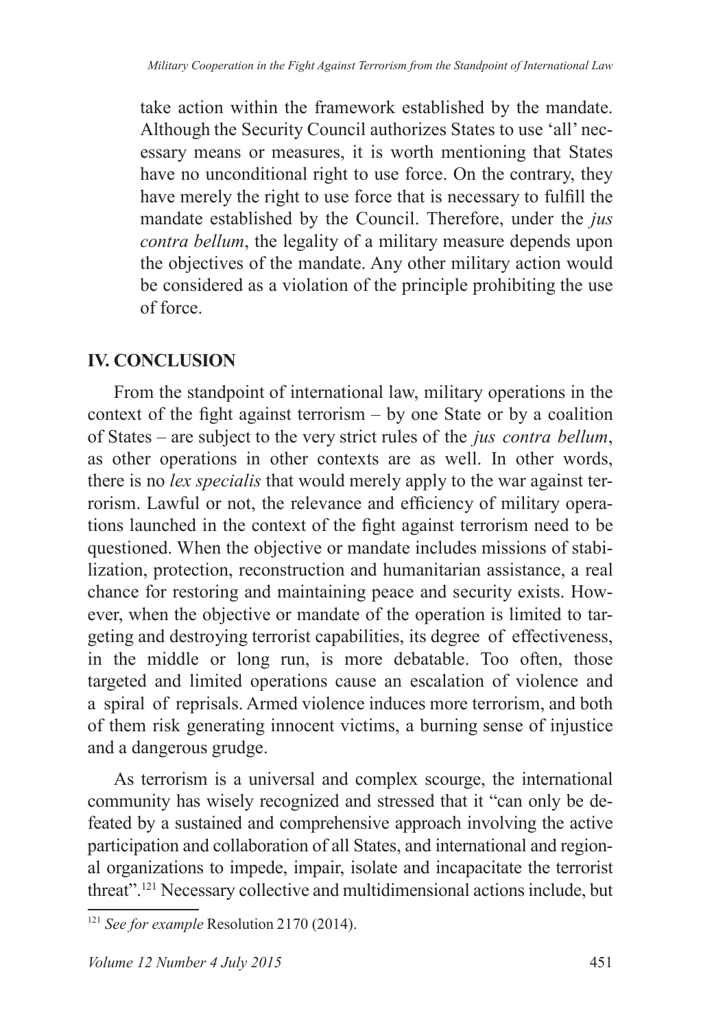take action within the framework established by the mandate. Although the Security Council authorizes States to use 'all' necessary means or measures, it is worth mentioning that States have no unconditional right to use force. On the contrary, they have merely the right to use force that is necessary to fulfill the mandate established by the Council. Therefore, under the *jus contra bellum*, the legality of a military measure depends upon the objectives of the mandate. Any other military action would be considered as a violation of the principle prohibiting the use of force.

## IV. CONCLUSION

From the standpoint of international law, military operations in the context of the fight against terrorism – by one State or by a coalition of States – are subject to the very strict rules of the *jus contra bellum*, as other operations in other contexts are as well. In other words, there is no *lex specialis* that would merely apply to the war against terrorism. Lawful or not, the relevance and efficiency of military operations launched in the context of the fight against terrorism need to be questioned. When the objective or mandate includes missions of stabilization, protection, reconstruction and humanitarian assistance, a real chance for restoring and maintaining peace and security exists. However, when the objective or mandate of the operation is limited to targeting and destroying terrorist capabilities, its degree of effectiveness, in the middle or long run, is more debatable. Too often, those targeted and limited operations cause an escalation of violence and a spiral of reprisals. Armed violence induces more terrorism, and both of them risk generating innocent victims, a burning sense of injustice and a dangerous grudge.

As terrorism is a universal and complex scourge, the international community has wisely recognized and stressed that it "can only be defeated by a sustained and comprehensive approach involving the active participation and collaboration of all States, and international and regional organizations to impede, impair, isolate and incapacitate the terrorist threat".[121] Necessary collective and multidimensional actions include, but

[121] *See for example* Resolution 2170 (2014).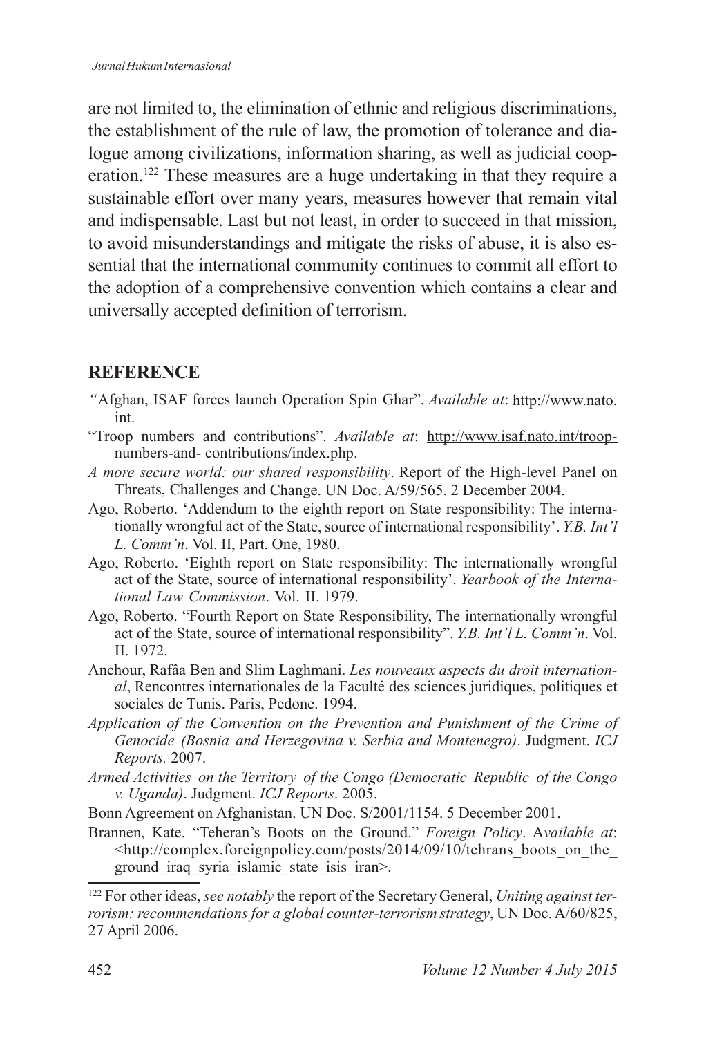are not limited to, the elimination of ethnic and religious discriminations, the establishment of the rule of law, the promotion of tolerance and dialogue among civilizations, information sharing, as well as judicial cooperation.[122] These measures are a huge undertaking in that they require a sustainable effort over many years, measures however that remain vital and indispensable. Last but not least, in order to succeed in that mission, to avoid misunderstandings and mitigate the risks of abuse, it is also essential that the international community continues to commit all effort to the adoption of a comprehensive convention which contains a clear and universally accepted definition of terrorism.

## REFERENCE

"Afghan, ISAF forces launch Operation Spin Ghar". *Available at*: http://www.nato.int.

"Troop numbers and contributions". *Available at*: http://www.isaf.nato.int/troop-numbers-and- contributions/index.php.

*A more secure world: our shared responsibility*. Report of the High-level Panel on Threats, Challenges and Change. UN Doc. A/59/565. 2 December 2004.

Ago, Roberto. 'Addendum to the eighth report on State responsibility: The internationally wrongful act of the State, source of international responsibility'. *Y.B. Int'l L. Comm'n*. Vol. II, Part. One, 1980.

Ago, Roberto. 'Eighth report on State responsibility: The internationally wrongful act of the State, source of international responsibility'. *Yearbook of the International Law Commission*. Vol. II. 1979.

Ago, Roberto. "Fourth Report on State Responsibility, The internationally wrongful act of the State, source of international responsibility". *Y.B. Int'l L. Comm'n*. Vol. II. 1972.

Anchour, Rafâa Ben and Slim Laghmani. *Les nouveaux aspects du droit international*, Rencontres internationales de la Faculté des sciences juridiques, politiques et sociales de Tunis. Paris, Pedone. 1994.

*Application of the Convention on the Prevention and Punishment of the Crime of Genocide (Bosnia and Herzegovina v. Serbia and Montenegro)*. Judgment. *ICJ Reports.* 2007.

*Armed Activities on the Territory of the Congo (Democratic Republic of the Congo v. Uganda)*. Judgment. *ICJ Reports*. 2005.

Bonn Agreement on Afghanistan. UN Doc. S/2001/1154. 5 December 2001.

Brannen, Kate. "Teheran's Boots on the Ground." *Foreign Policy*. A*vailable at*: <http://complex.foreignpolicy.com/posts/2014/09/10/tehrans_boots_on_the_ground_iraq_syria_islamic_state_isis_iran>.

---

[122] For other ideas, *see notably* the report of the Secretary General, *Uniting against terrorism: recommendations for a global counter-terrorism strategy*, UN Doc. A/60/825, 27 April 2006.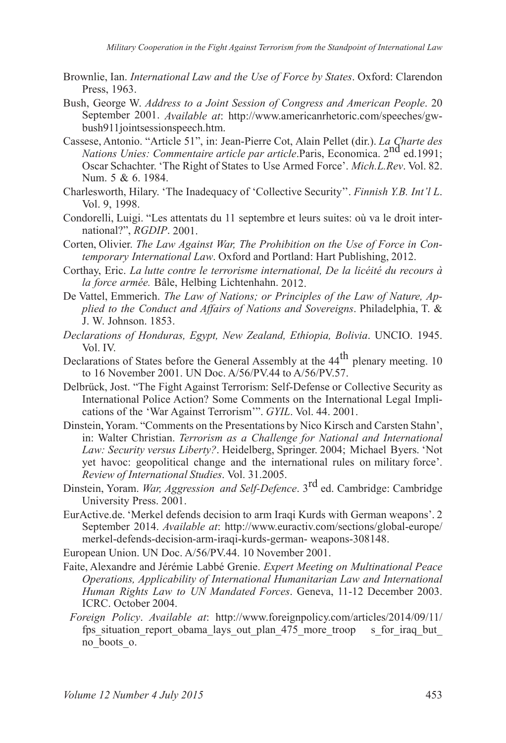Brownlie, Ian. *International Law and the Use of Force by States*. Oxford: Clarendon Press, 1963.

Bush, George W. *Address to a Joint Session of Congress and American People*. 20 September 2001. *Available at*: http://www.americanrhetoric.com/speeches/gwbush911jointsessionspeech.htm.

Cassese, Antonio. "Article 51", in: Jean-Pierre Cot, Alain Pellet (dir.). *La Charte des Nations Unies: Commentaire article par article*.Paris, Economica. 2nd ed.1991; Oscar Schachter. 'The Right of States to Use Armed Force'. *Mich.L.Rev*. Vol. 82. Num. 5 & 6. 1984.

Charlesworth, Hilary. 'The Inadequacy of 'Collective Security''. *Finnish Y.B. Int'l L*. Vol. 9, 1998.

Condorelli, Luigi. "Les attentats du 11 septembre et leurs suites: où va le droit international?", *RGDIP*. 2001.

Corten, Olivier. *The Law Against War, The Prohibition on the Use of Force in Contemporary International Law*. Oxford and Portland: Hart Publishing, 2012.

Corthay, Eric. *La lutte contre le terrorisme international, De la licéité du recours à la force armée.* Bâle, Helbing Lichtenhahn. 2012.

De Vattel, Emmerich. *The Law of Nations; or Principles of the Law of Nature, Applied to the Conduct and Affairs of Nations and Sovereigns*. Philadelphia, T. & J. W. Johnson. 1853.

*Declarations of Honduras, Egypt, New Zealand, Ethiopia, Bolivia*. UNCIO. 1945. Vol. IV.

Declarations of States before the General Assembly at the 44th plenary meeting. 10 to 16 November 2001. UN Doc. A/56/PV.44 to A/56/PV.57.

Delbrück, Jost. "The Fight Against Terrorism: Self-Defense or Collective Security as International Police Action? Some Comments on the International Legal Implications of the 'War Against Terrorism'". *GYIL*. Vol. 44. 2001.

Dinstein, Yoram. "Comments on the Presentations by Nico Kirsch and Carsten Stahn', in: Walter Christian. *Terrorism as a Challenge for National and International Law: Security versus Liberty?*. Heidelberg, Springer. 2004; Michael Byers. 'Not yet havoc: geopolitical change and the international rules on military force'. *Review of International Studies*. Vol. 31.2005.

Dinstein, Yoram. *War, Aggression and Self-Defence*. 3rd ed. Cambridge: Cambridge University Press. 2001.

EurActive.de. 'Merkel defends decision to arm Iraqi Kurds with German weapons'. 2 September 2014. *Available at*: http://www.euractiv.com/sections/global-europe/merkel-defends-decision-arm-iraqi-kurds-german- weapons-308148.

European Union. UN Doc. A/56/PV.44. 10 November 2001.

Faite, Alexandre and Jérémie Labbé Grenie. *Expert Meeting on Multinational Peace Operations, Applicability of International Humanitarian Law and International Human Rights Law to UN Mandated Forces*. Geneva, 11-12 December 2003. ICRC. October 2004.

*Foreign Policy*. *Available at*: http://www.foreignpolicy.com/articles/2014/09/11/fps_situation_report_obama_lays_out_plan_475_more_troop s_for_iraq_but_no_boots_o.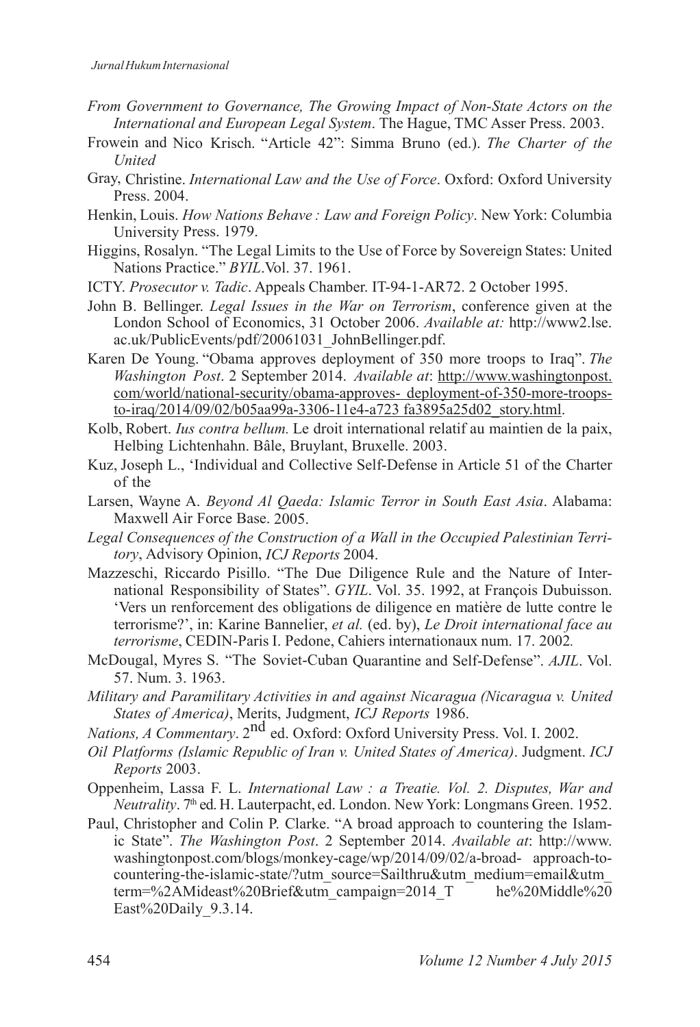*From Government to Governance, The Growing Impact of Non-State Actors on the International and European Legal System*. The Hague, TMC Asser Press. 2003.

Frowein and Nico Krisch. "Article 42": Simma Bruno (ed.). *The Charter of the United*

Gray, Christine. *International Law and the Use of Force*. Oxford: Oxford University Press. 2004.

Henkin, Louis. *How Nations Behave : Law and Foreign Policy*. New York: Columbia University Press. 1979.

Higgins, Rosalyn. "The Legal Limits to the Use of Force by Sovereign States: United Nations Practice." *BYIL*.Vol. 37. 1961.

ICTY. *Prosecutor v. Tadic*. Appeals Chamber. IT-94-1-AR72. 2 October 1995.

John B. Bellinger. *Legal Issues in the War on Terrorism*, conference given at the London School of Economics, 31 October 2006. *Available at:* http://www2.lse.ac.uk/PublicEvents/pdf/20061031_JohnBellinger.pdf.

Karen De Young. "Obama approves deployment of 350 more troops to Iraq". *The Washington Post*. 2 September 2014. *Available at*: http://www.washingtonpost.com/world/national-security/obama-approves- deployment-of-350-more-troops-to-iraq/2014/09/02/b05aa99a-3306-11e4-a723 fa3895a25d02_story.html.

Kolb, Robert. *Ius contra bellum.* Le droit international relatif au maintien de la paix, Helbing Lichtenhahn. Bâle, Bruylant, Bruxelle. 2003.

Kuz, Joseph L., 'Individual and Collective Self-Defense in Article 51 of the Charter of the

Larsen, Wayne A. *Beyond Al Qaeda: Islamic Terror in South East Asia*. Alabama: Maxwell Air Force Base. 2005.

*Legal Consequences of the Construction of a Wall in the Occupied Palestinian Territory*, Advisory Opinion, *ICJ Reports* 2004.

Mazzeschi, Riccardo Pisillo. "The Due Diligence Rule and the Nature of International Responsibility of States". *GYIL*. Vol. 35. 1992, at François Dubuisson. 'Vers un renforcement des obligations de diligence en matière de lutte contre le terrorisme?', in: Karine Bannelier, *et al.* (ed. by), *Le Droit international face au terrorisme*, CEDIN-Paris I. Pedone, Cahiers internationaux num. 17. 2002*.*

McDougal, Myres S. "The Soviet-Cuban Quarantine and Self-Defense". *AJIL*. Vol. 57. Num. 3. 1963.

*Military and Paramilitary Activities in and against Nicaragua (Nicaragua v. United States of America)*, Merits, Judgment, *ICJ Reports* 1986.

*Nations, A Commentary*. 2nd ed. Oxford: Oxford University Press. Vol. I. 2002.

*Oil Platforms (Islamic Republic of Iran v. United States of America)*. Judgment. *ICJ Reports* 2003.

Oppenheim, Lassa F. L. *International Law : a Treatie. Vol. 2. Disputes, War and Neutrality*. 7th ed. H. Lauterpacht, ed. London. New York: Longmans Green. 1952.

Paul, Christopher and Colin P. Clarke. "A broad approach to countering the Islamic State". *The Washington Post*. 2 September 2014. *Available at*: http://www.washingtonpost.com/blogs/monkey-cage/wp/2014/09/02/a-broad- approach-to-countering-the-islamic-state/?utm_source=Sailthru&utm_medium=email&utm_term=%2AMideast%20Brief&utm_campaign=2014_T he%20Middle%20 East%20Daily_9.3.14.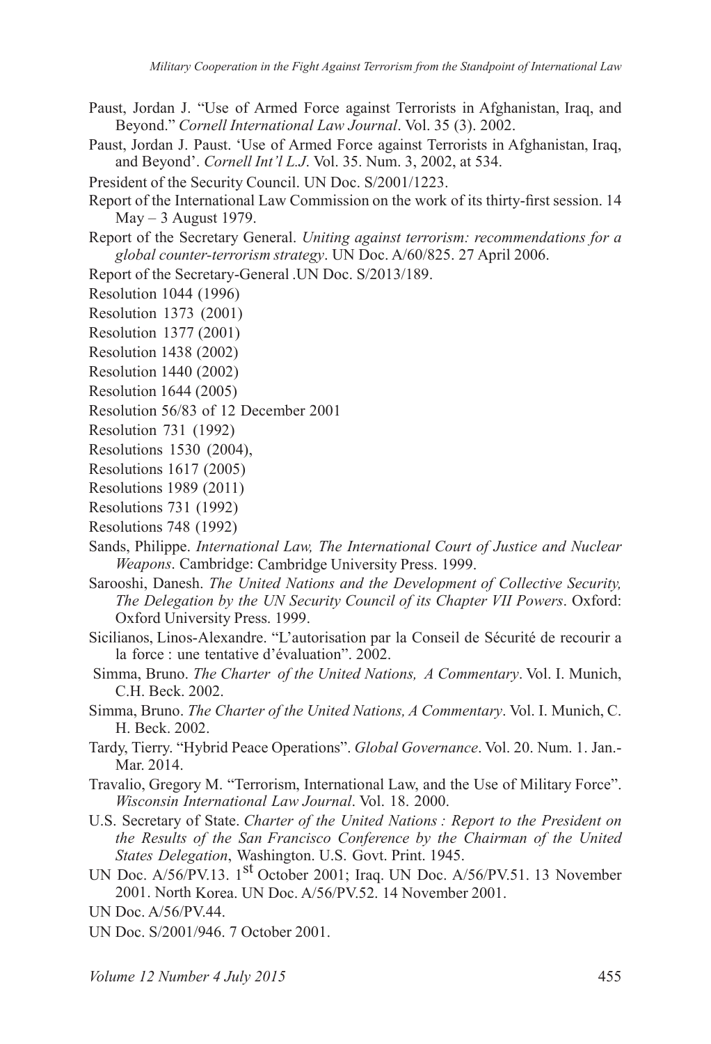Paust, Jordan J. "Use of Armed Force against Terrorists in Afghanistan, Iraq, and Beyond." *Cornell International Law Journal*. Vol. 35 (3). 2002.

Paust, Jordan J. Paust. 'Use of Armed Force against Terrorists in Afghanistan, Iraq, and Beyond'. *Cornell Int'l L.J*. Vol. 35. Num. 3, 2002, at 534.

President of the Security Council. UN Doc. S/2001/1223.

Report of the International Law Commission on the work of its thirty-first session. 14 May – 3 August 1979.

Report of the Secretary General. *Uniting against terrorism: recommendations for a global counter-terrorism strategy*. UN Doc. A/60/825. 27 April 2006.

Report of the Secretary-General .UN Doc. S/2013/189.

Resolution 1044 (1996)

Resolution 1373 (2001)

Resolution 1377 (2001)

Resolution 1438 (2002)

Resolution 1440 (2002)

Resolution 1644 (2005)

Resolution 56/83 of 12 December 2001

Resolution 731 (1992)

Resolutions 1530 (2004),

Resolutions 1617 (2005)

Resolutions 1989 (2011)

Resolutions 731 (1992)

Resolutions 748 (1992)

Sands, Philippe. *International Law, The International Court of Justice and Nuclear Weapons*. Cambridge: Cambridge University Press. 1999.

Sarooshi, Danesh. *The United Nations and the Development of Collective Security, The Delegation by the UN Security Council of its Chapter VII Powers*. Oxford: Oxford University Press. 1999.

Sicilianos, Linos-Alexandre. "L'autorisation par la Conseil de Sécurité de recourir a la force : une tentative d'évaluation". 2002.

Simma, Bruno. *The Charter of the United Nations, A Commentary*. Vol. I. Munich, C.H. Beck. 2002.

Simma, Bruno. *The Charter of the United Nations, A Commentary*. Vol. I. Munich, C. H. Beck. 2002.

Tardy, Tierry. "Hybrid Peace Operations". *Global Governance*. Vol. 20. Num. 1. Jan.-Mar. 2014.

Travalio, Gregory M. "Terrorism, International Law, and the Use of Military Force". *Wisconsin International Law Journal*. Vol. 18. 2000.

U.S. Secretary of State. *Charter of the United Nations : Report to the President on the Results of the San Francisco Conference by the Chairman of the United States Delegation*, Washington. U.S. Govt. Print. 1945.

UN Doc. A/56/PV.13. 1st October 2001; Iraq. UN Doc. A/56/PV.51. 13 November 2001. North Korea. UN Doc. A/56/PV.52. 14 November 2001.

UN Doc. A/56/PV.44.

UN Doc. S/2001/946. 7 October 2001.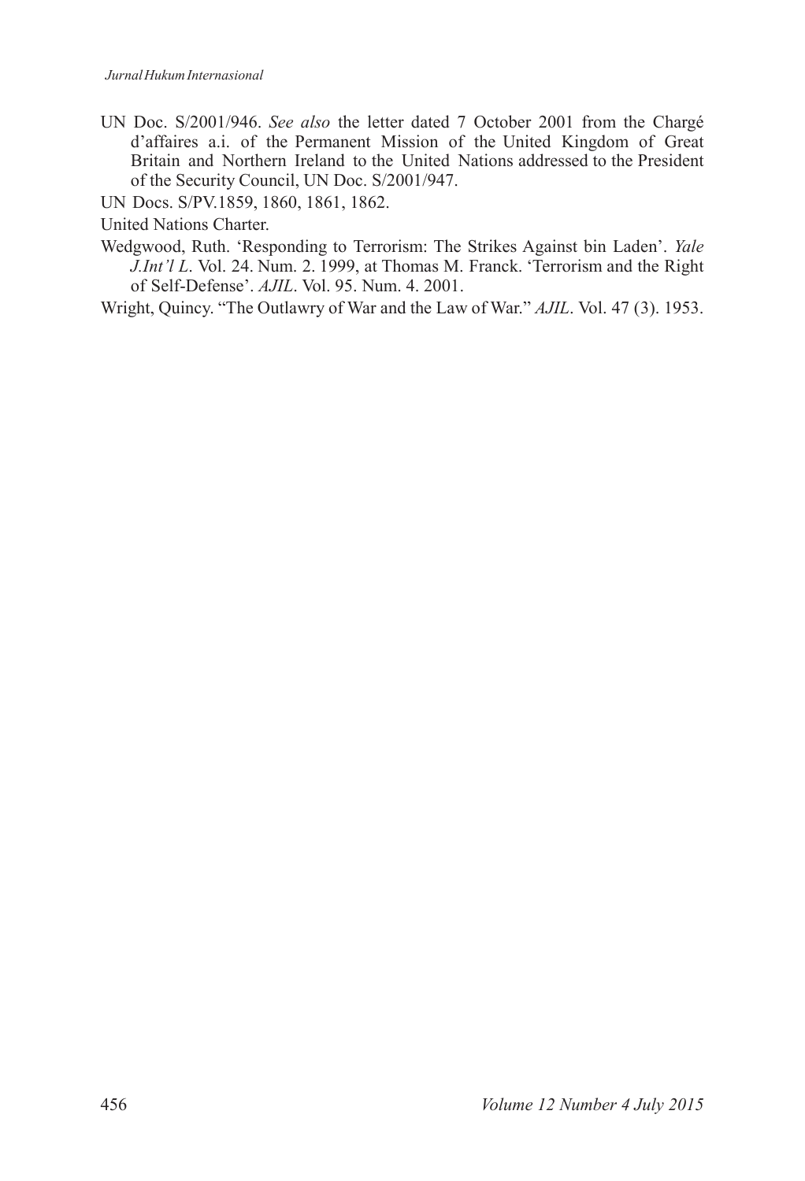UN Doc. S/2001/946. *See also* the letter dated 7 October 2001 from the Chargé d'affaires a.i. of the Permanent Mission of the United Kingdom of Great Britain and Northern Ireland to the United Nations addressed to the President of the Security Council, UN Doc. S/2001/947.

UN Docs. S/PV.1859, 1860, 1861, 1862.

United Nations Charter.

Wedgwood, Ruth. 'Responding to Terrorism: The Strikes Against bin Laden'. *Yale J.Int'l L*. Vol. 24. Num. 2. 1999, at Thomas M. Franck. 'Terrorism and the Right of Self-Defense'. *AJIL*. Vol. 95. Num. 4. 2001.

Wright, Quincy. "The Outlawry of War and the Law of War." *AJIL*. Vol. 47 (3). 1953.